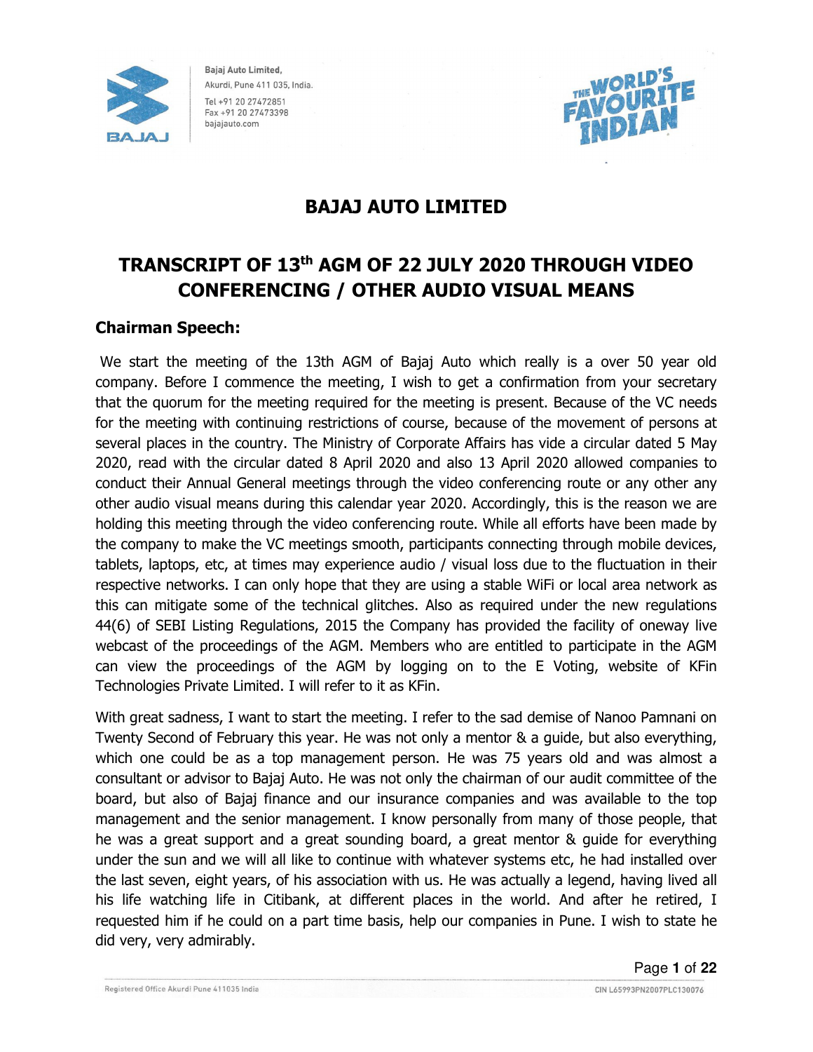Bajaj Auto Limited,
Akurdi, Pune 411 035, India.
Tel +91 20 27472851
Fax +91 20 27473398
bajajauto.com

# BAJAJ AUTO LIMITED

## TRANSCRIPT OF 13th AGM OF 22 JULY 2020 THROUGH VIDEO CONFERENCING / OTHER AUDIO VISUAL MEANS

### Chairman Speech:

We start the meeting of the 13th AGM of Bajaj Auto which really is a over 50 year old company. Before I commence the meeting, I wish to get a confirmation from your secretary that the quorum for the meeting required for the meeting is present. Because of the VC needs for the meeting with continuing restrictions of course, because of the movement of persons at several places in the country. The Ministry of Corporate Affairs has vide a circular dated 5 May 2020, read with the circular dated 8 April 2020 and also 13 April 2020 allowed companies to conduct their Annual General meetings through the video conferencing route or any other any other audio visual means during this calendar year 2020. Accordingly, this is the reason we are holding this meeting through the video conferencing route. While all efforts have been made by the company to make the VC meetings smooth, participants connecting through mobile devices, tablets, laptops, etc, at times may experience audio / visual loss due to the fluctuation in their respective networks. I can only hope that they are using a stable WiFi or local area network as this can mitigate some of the technical glitches. Also as required under the new regulations 44(6) of SEBI Listing Regulations, 2015 the Company has provided the facility of oneway live webcast of the proceedings of the AGM. Members who are entitled to participate in the AGM can view the proceedings of the AGM by logging on to the E Voting, website of KFin Technologies Private Limited. I will refer to it as KFin.

With great sadness, I want to start the meeting. I refer to the sad demise of Nanoo Pamnani on Twenty Second of February this year. He was not only a mentor & a guide, but also everything, which one could be as a top management person. He was 75 years old and was almost a consultant or advisor to Bajaj Auto. He was not only the chairman of our audit committee of the board, but also of Bajaj finance and our insurance companies and was available to the top management and the senior management. I know personally from many of those people, that he was a great support and a great sounding board, a great mentor & guide for everything under the sun and we will all like to continue with whatever systems etc, he had installed over the last seven, eight years, of his association with us. He was actually a legend, having lived all his life watching life in Citibank, at different places in the world. And after he retired, I requested him if he could on a part time basis, help our companies in Pune. I wish to state he did very, very admirably.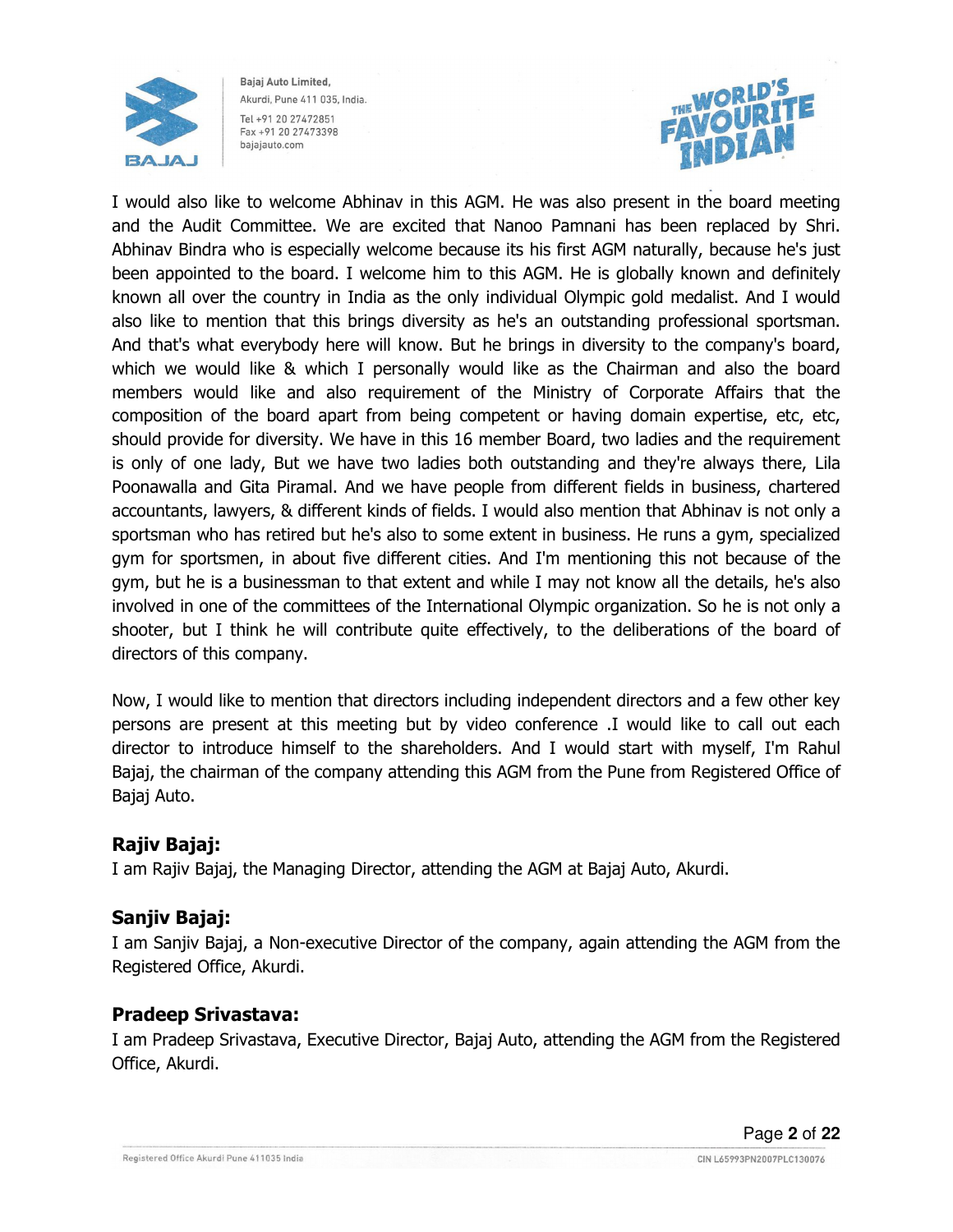I would also like to welcome Abhinav in this AGM. He was also present in the board meeting and the Audit Committee. We are excited that Nanoo Pamnani has been replaced by Shri. Abhinav Bindra who is especially welcome because its his first AGM naturally, because he's just been appointed to the board. I welcome him to this AGM. He is globally known and definitely known all over the country in India as the only individual Olympic gold medalist. And I would also like to mention that this brings diversity as he's an outstanding professional sportsman. And that's what everybody here will know. But he brings in diversity to the company's board, which we would like & which I personally would like as the Chairman and also the board members would like and also requirement of the Ministry of Corporate Affairs that the composition of the board apart from being competent or having domain expertise, etc, etc, should provide for diversity. We have in this 16 member Board, two ladies and the requirement is only of one lady, But we have two ladies both outstanding and they're always there, Lila Poonawalla and Gita Piramal. And we have people from different fields in business, chartered accountants, lawyers, & different kinds of fields. I would also mention that Abhinav is not only a sportsman who has retired but he's also to some extent in business. He runs a gym, specialized gym for sportsmen, in about five different cities. And I'm mentioning this not because of the gym, but he is a businessman to that extent and while I may not know all the details, he's also involved in one of the committees of the International Olympic organization. So he is not only a shooter, but I think he will contribute quite effectively, to the deliberations of the board of directors of this company.

Now, I would like to mention that directors including independent directors and a few other key persons are present at this meeting but by video conference .I would like to call out each director to introduce himself to the shareholders. And I would start with myself, I'm Rahul Bajaj, the chairman of the company attending this AGM from the Pune from Registered Office of Bajaj Auto.

### Rajiv Bajaj:

I am Rajiv Bajaj, the Managing Director, attending the AGM at Bajaj Auto, Akurdi.

### Sanjiv Bajaj:

I am Sanjiv Bajaj, a Non-executive Director of the company, again attending the AGM from the Registered Office, Akurdi.

### Pradeep Srivastava:

I am Pradeep Srivastava, Executive Director, Bajaj Auto, attending the AGM from the Registered Office, Akurdi.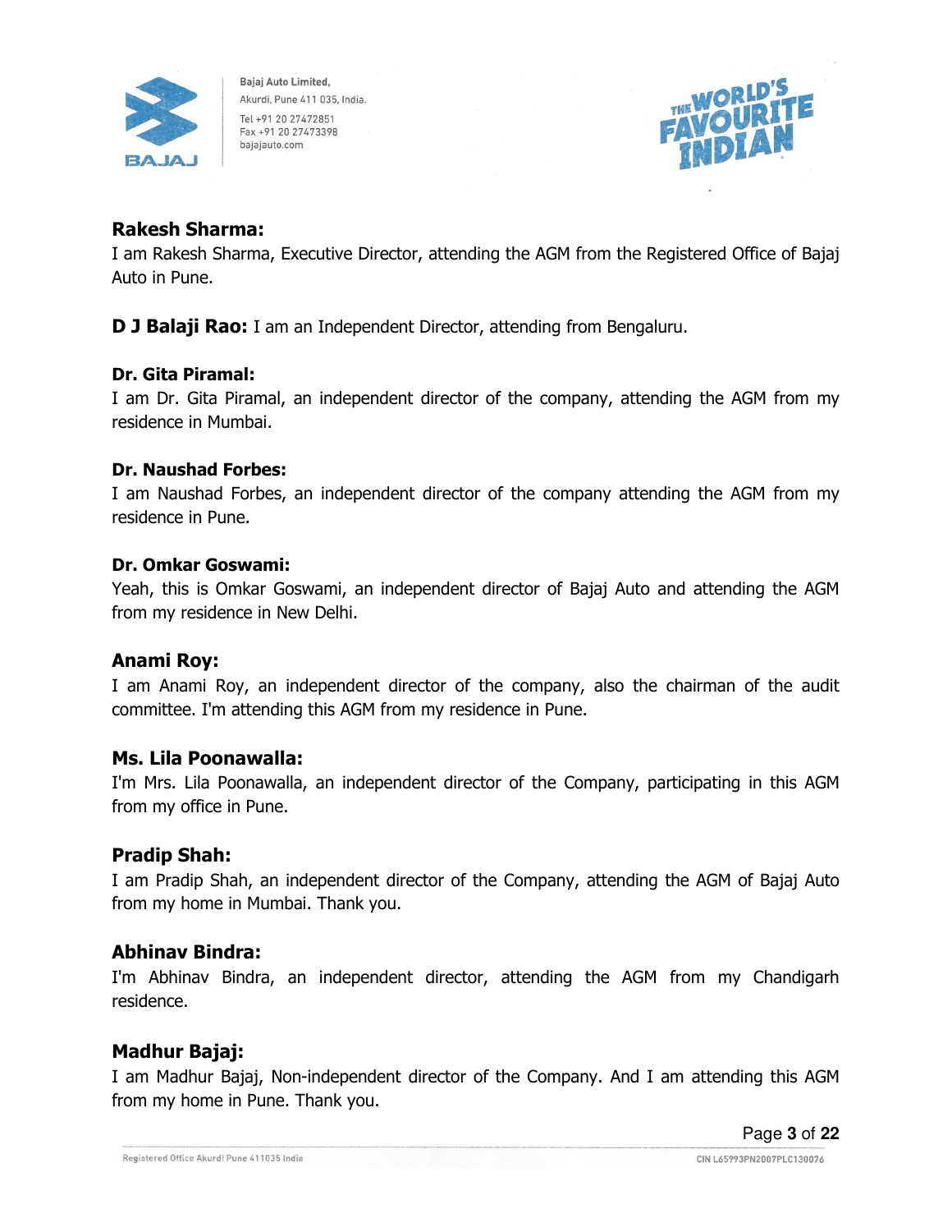**Rakesh Sharma:**
I am Rakesh Sharma, Executive Director, attending the AGM from the Registered Office of Bajaj Auto in Pune.

**D J Balaji Rao:** I am an Independent Director, attending from Bengaluru.

**Dr. Gita Piramal:**
I am Dr. Gita Piramal, an independent director of the company, attending the AGM from my residence in Mumbai.

**Dr. Naushad Forbes:**
I am Naushad Forbes, an independent director of the company attending the AGM from my residence in Pune.

**Dr. Omkar Goswami:**
Yeah, this is Omkar Goswami, an independent director of Bajaj Auto and attending the AGM from my residence in New Delhi.

**Anami Roy:**
I am Anami Roy, an independent director of the company, also the chairman of the audit committee. I'm attending this AGM from my residence in Pune.

**Ms. Lila Poonawalla:**
I'm Mrs. Lila Poonawalla, an independent director of the Company, participating in this AGM from my office in Pune.

**Pradip Shah:**
I am Pradip Shah, an independent director of the Company, attending the AGM of Bajaj Auto from my home in Mumbai. Thank you.

**Abhinav Bindra:**
I'm Abhinav Bindra, an independent director, attending the AGM from my Chandigarh residence.

**Madhur Bajaj:**
I am Madhur Bajaj, Non-independent director of the Company. And I am attending this AGM from my home in Pune. Thank you.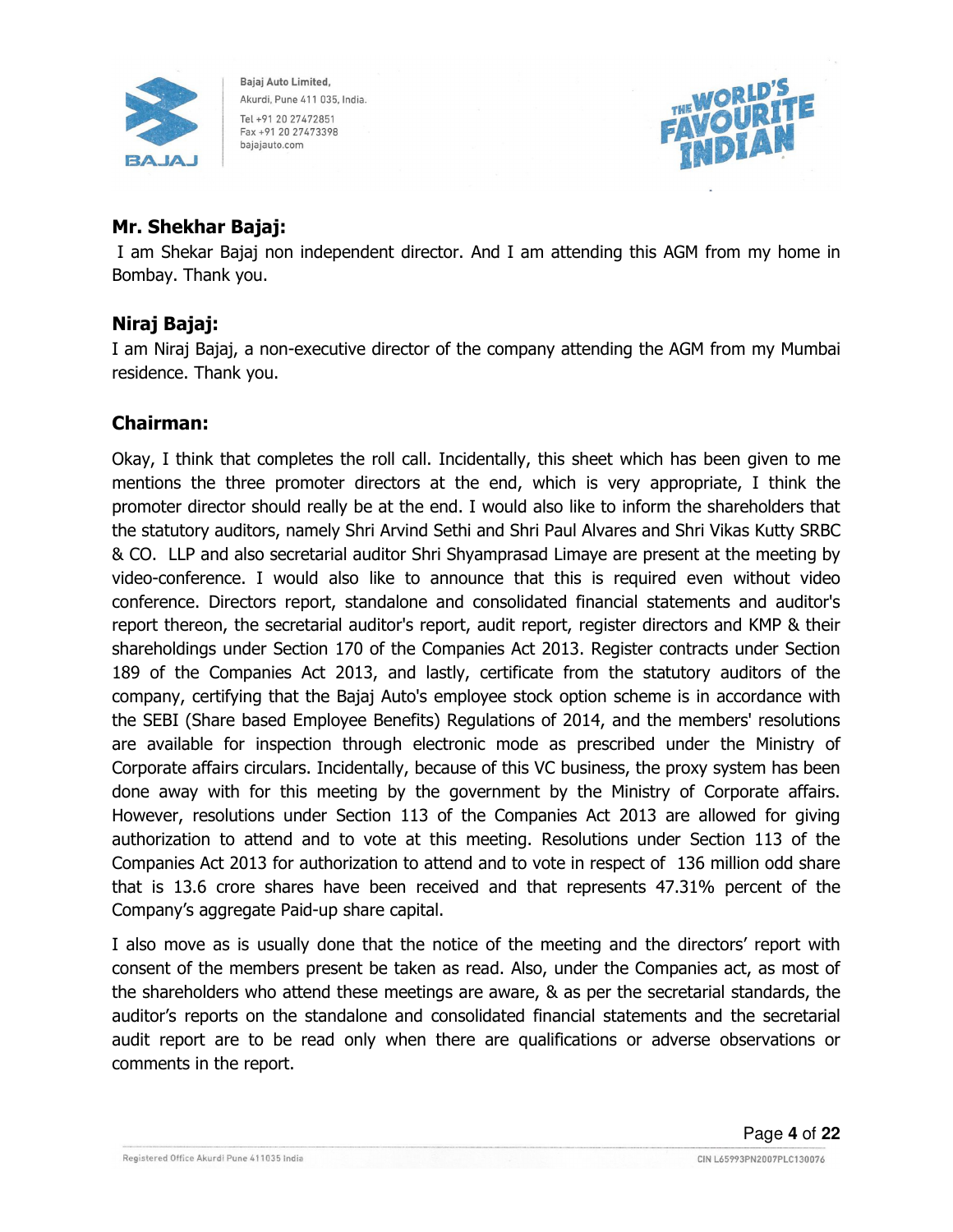### Mr. Shekhar Bajaj:

I am Shekar Bajaj non independent director. And I am attending this AGM from my home in Bombay. Thank you.

### Niraj Bajaj:

I am Niraj Bajaj, a non-executive director of the company attending the AGM from my Mumbai residence. Thank you.

### Chairman:

Okay, I think that completes the roll call. Incidentally, this sheet which has been given to me mentions the three promoter directors at the end, which is very appropriate, I think the promoter director should really be at the end. I would also like to inform the shareholders that the statutory auditors, namely Shri Arvind Sethi and Shri Paul Alvares and Shri Vikas Kutty SRBC & CO. LLP and also secretarial auditor Shri Shyamprasad Limaye are present at the meeting by video-conference. I would also like to announce that this is required even without video conference. Directors report, standalone and consolidated financial statements and auditor's report thereon, the secretarial auditor's report, audit report, register directors and KMP & their shareholdings under Section 170 of the Companies Act 2013. Register contracts under Section 189 of the Companies Act 2013, and lastly, certificate from the statutory auditors of the company, certifying that the Bajaj Auto's employee stock option scheme is in accordance with the SEBI (Share based Employee Benefits) Regulations of 2014, and the members' resolutions are available for inspection through electronic mode as prescribed under the Ministry of Corporate affairs circulars. Incidentally, because of this VC business, the proxy system has been done away with for this meeting by the government by the Ministry of Corporate affairs. However, resolutions under Section 113 of the Companies Act 2013 are allowed for giving authorization to attend and to vote at this meeting. Resolutions under Section 113 of the Companies Act 2013 for authorization to attend and to vote in respect of 136 million odd share that is 13.6 crore shares have been received and that represents 47.31% percent of the Company's aggregate Paid-up share capital.

I also move as is usually done that the notice of the meeting and the directors' report with consent of the members present be taken as read. Also, under the Companies act, as most of the shareholders who attend these meetings are aware, & as per the secretarial standards, the auditor's reports on the standalone and consolidated financial statements and the secretarial audit report are to be read only when there are qualifications or adverse observations or comments in the report.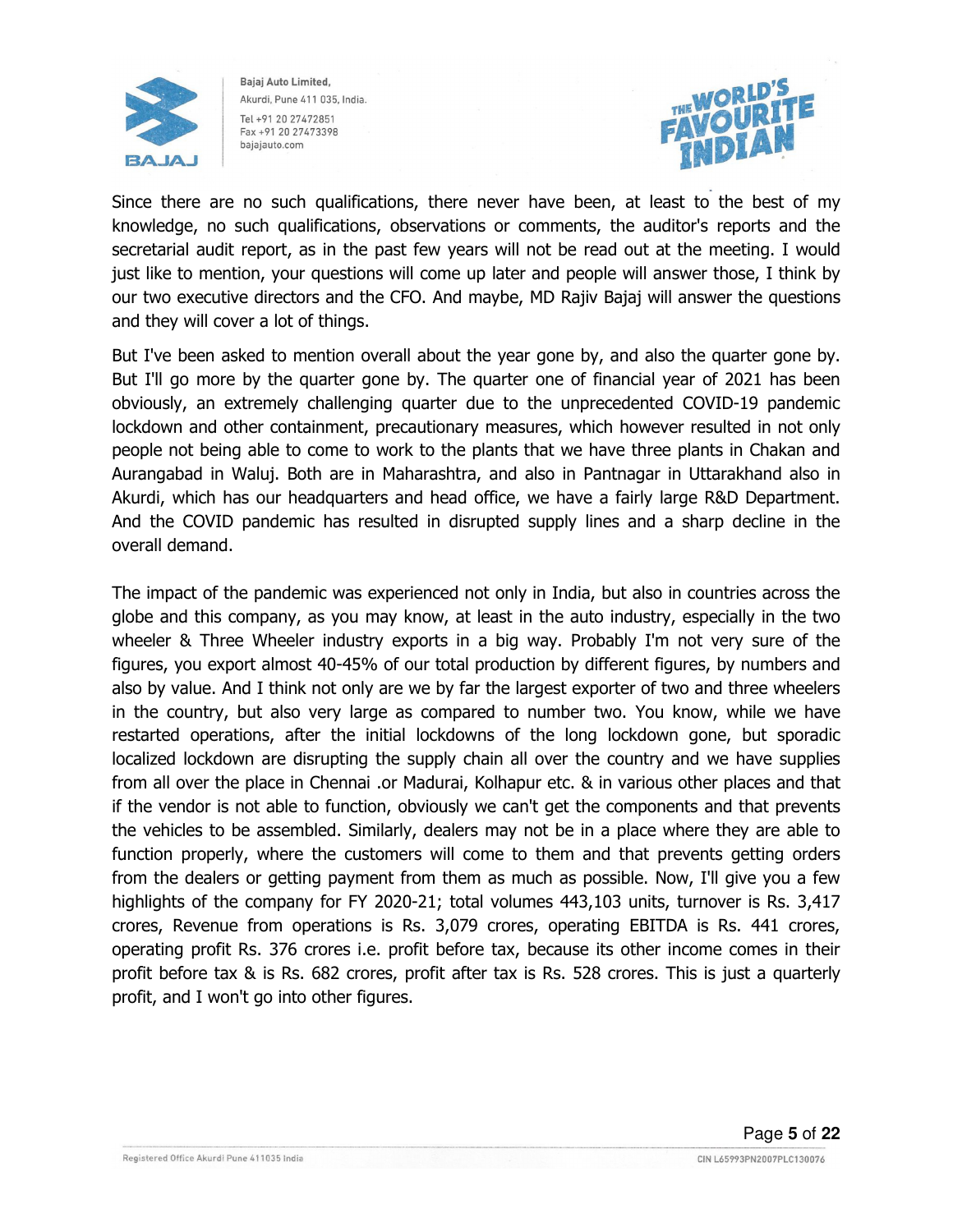Since there are no such qualifications, there never have been, at least to the best of my knowledge, no such qualifications, observations or comments, the auditor's reports and the secretarial audit report, as in the past few years will not be read out at the meeting. I would just like to mention, your questions will come up later and people will answer those, I think by our two executive directors and the CFO. And maybe, MD Rajiv Bajaj will answer the questions and they will cover a lot of things.

But I've been asked to mention overall about the year gone by, and also the quarter gone by. But I'll go more by the quarter gone by. The quarter one of financial year of 2021 has been obviously, an extremely challenging quarter due to the unprecedented COVID-19 pandemic lockdown and other containment, precautionary measures, which however resulted in not only people not being able to come to work to the plants that we have three plants in Chakan and Aurangabad in Waluj. Both are in Maharashtra, and also in Pantnagar in Uttarakhand also in Akurdi, which has our headquarters and head office, we have a fairly large R&D Department. And the COVID pandemic has resulted in disrupted supply lines and a sharp decline in the overall demand.

The impact of the pandemic was experienced not only in India, but also in countries across the globe and this company, as you may know, at least in the auto industry, especially in the two wheeler & Three Wheeler industry exports in a big way. Probably I'm not very sure of the figures, you export almost 40-45% of our total production by different figures, by numbers and also by value. And I think not only are we by far the largest exporter of two and three wheelers in the country, but also very large as compared to number two. You know, while we have restarted operations, after the initial lockdowns of the long lockdown gone, but sporadic localized lockdown are disrupting the supply chain all over the country and we have supplies from all over the place in Chennai .or Madurai, Kolhapur etc. & in various other places and that if the vendor is not able to function, obviously we can't get the components and that prevents the vehicles to be assembled. Similarly, dealers may not be in a place where they are able to function properly, where the customers will come to them and that prevents getting orders from the dealers or getting payment from them as much as possible. Now, I'll give you a few highlights of the company for FY 2020-21; total volumes 443,103 units, turnover is Rs. 3,417 crores, Revenue from operations is Rs. 3,079 crores, operating EBITDA is Rs. 441 crores, operating profit Rs. 376 crores i.e. profit before tax, because its other income comes in their profit before tax & is Rs. 682 crores, profit after tax is Rs. 528 crores. This is just a quarterly profit, and I won't go into other figures.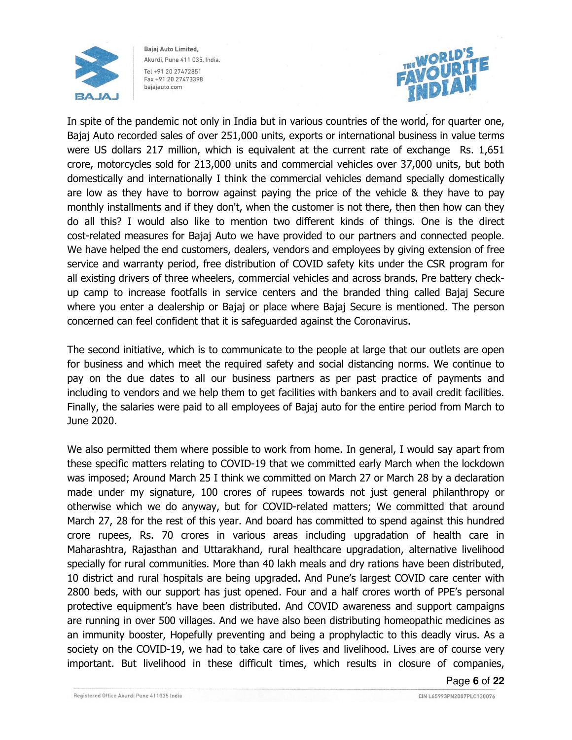In spite of the pandemic not only in India but in various countries of the world, for quarter one, Bajaj Auto recorded sales of over 251,000 units, exports or international business in value terms were US dollars 217 million, which is equivalent at the current rate of exchange Rs. 1,651 crore, motorcycles sold for 213,000 units and commercial vehicles over 37,000 units, but both domestically and internationally I think the commercial vehicles demand specially domestically are low as they have to borrow against paying the price of the vehicle & they have to pay monthly installments and if they don't, when the customer is not there, then then how can they do all this? I would also like to mention two different kinds of things. One is the direct cost-related measures for Bajaj Auto we have provided to our partners and connected people. We have helped the end customers, dealers, vendors and employees by giving extension of free service and warranty period, free distribution of COVID safety kits under the CSR program for all existing drivers of three wheelers, commercial vehicles and across brands. Pre battery check-up camp to increase footfalls in service centers and the branded thing called Bajaj Secure where you enter a dealership or Bajaj or place where Bajaj Secure is mentioned. The person concerned can feel confident that it is safeguarded against the Coronavirus.

The second initiative, which is to communicate to the people at large that our outlets are open for business and which meet the required safety and social distancing norms. We continue to pay on the due dates to all our business partners as per past practice of payments and including to vendors and we help them to get facilities with bankers and to avail credit facilities. Finally, the salaries were paid to all employees of Bajaj auto for the entire period from March to June 2020.

We also permitted them where possible to work from home. In general, I would say apart from these specific matters relating to COVID-19 that we committed early March when the lockdown was imposed; Around March 25 I think we committed on March 27 or March 28 by a declaration made under my signature, 100 crores of rupees towards not just general philanthropy or otherwise which we do anyway, but for COVID-related matters; We committed that around March 27, 28 for the rest of this year. And board has committed to spend against this hundred crore rupees, Rs. 70 crores in various areas including upgradation of health care in Maharashtra, Rajasthan and Uttarakhand, rural healthcare upgradation, alternative livelihood specially for rural communities. More than 40 lakh meals and dry rations have been distributed, 10 district and rural hospitals are being upgraded. And Pune's largest COVID care center with 2800 beds, with our support has just opened. Four and a half crores worth of PPE's personal protective equipment's have been distributed. And COVID awareness and support campaigns are running in over 500 villages. And we have also been distributing homeopathic medicines as an immunity booster, Hopefully preventing and being a prophylactic to this deadly virus. As a society on the COVID-19, we had to take care of lives and livelihood. Lives are of course very important. But livelihood in these difficult times, which results in closure of companies,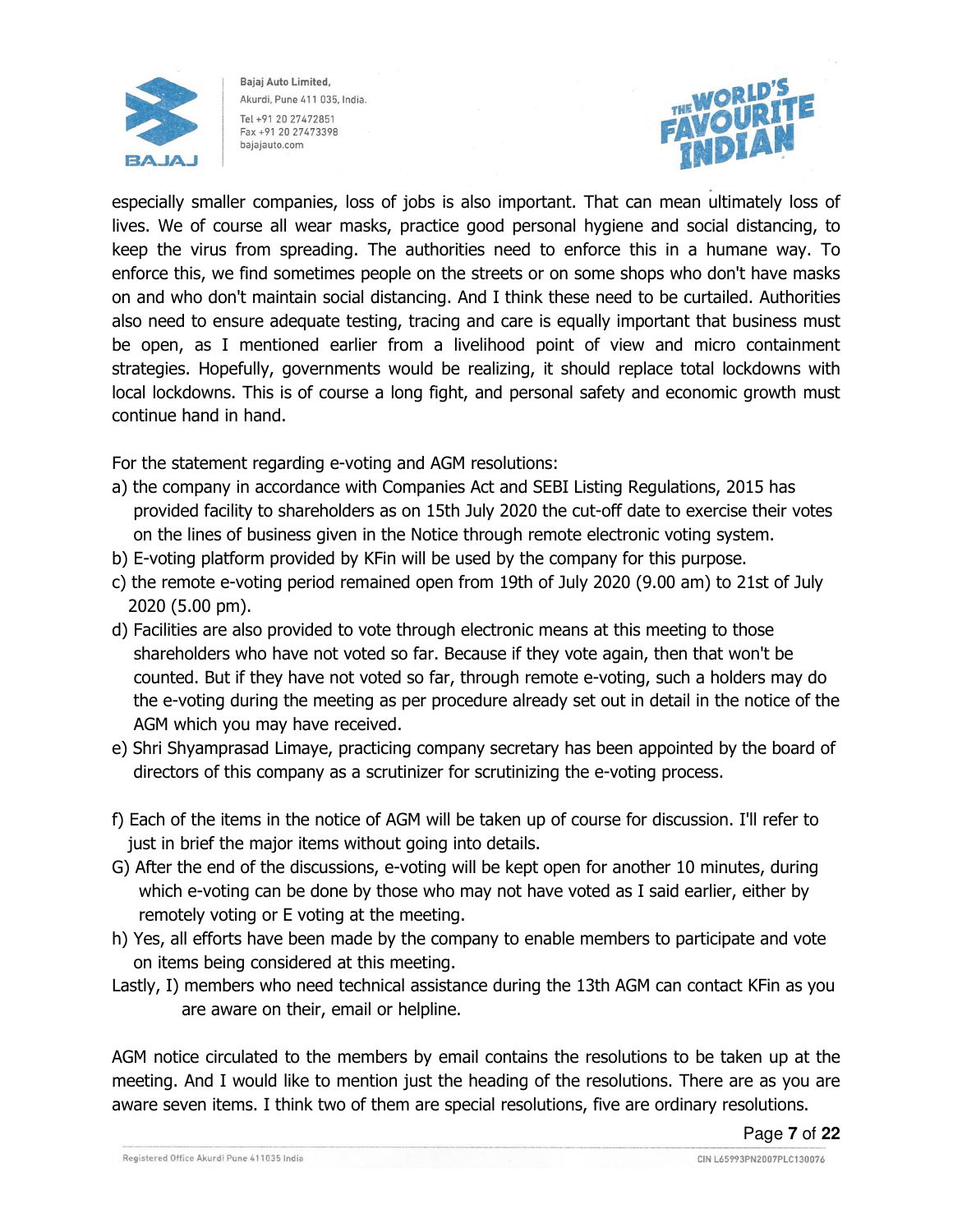especially smaller companies, loss of jobs is also important. That can mean ultimately loss of lives. We of course all wear masks, practice good personal hygiene and social distancing, to keep the virus from spreading. The authorities need to enforce this in a humane way. To enforce this, we find sometimes people on the streets or on some shops who don't have masks on and who don't maintain social distancing. And I think these need to be curtailed. Authorities also need to ensure adequate testing, tracing and care is equally important that business must be open, as I mentioned earlier from a livelihood point of view and micro containment strategies. Hopefully, governments would be realizing, it should replace total lockdowns with local lockdowns. This is of course a long fight, and personal safety and economic growth must continue hand in hand.

For the statement regarding e-voting and AGM resolutions:

a) the company in accordance with Companies Act and SEBI Listing Regulations, 2015 has provided facility to shareholders as on 15th July 2020 the cut-off date to exercise their votes on the lines of business given in the Notice through remote electronic voting system.
b) E-voting platform provided by KFin will be used by the company for this purpose.
c) the remote e-voting period remained open from 19th of July 2020 (9.00 am) to 21st of July 2020 (5.00 pm).
d) Facilities are also provided to vote through electronic means at this meeting to those shareholders who have not voted so far. Because if they vote again, then that won't be counted. But if they have not voted so far, through remote e-voting, such a holders may do the e-voting during the meeting as per procedure already set out in detail in the notice of the AGM which you may have received.
e) Shri Shyamprasad Limaye, practicing company secretary has been appointed by the board of directors of this company as a scrutinizer for scrutinizing the e-voting process.

f) Each of the items in the notice of AGM will be taken up of course for discussion. I'll refer to just in brief the major items without going into details.
G) After the end of the discussions, e-voting will be kept open for another 10 minutes, during which e-voting can be done by those who may not have voted as I said earlier, either by remotely voting or E voting at the meeting.
h) Yes, all efforts have been made by the company to enable members to participate and vote on items being considered at this meeting.

Lastly, I) members who need technical assistance during the 13th AGM can contact KFin as you are aware on their, email or helpline.

AGM notice circulated to the members by email contains the resolutions to be taken up at the meeting. And I would like to mention just the heading of the resolutions. There are as you are aware seven items. I think two of them are special resolutions, five are ordinary resolutions.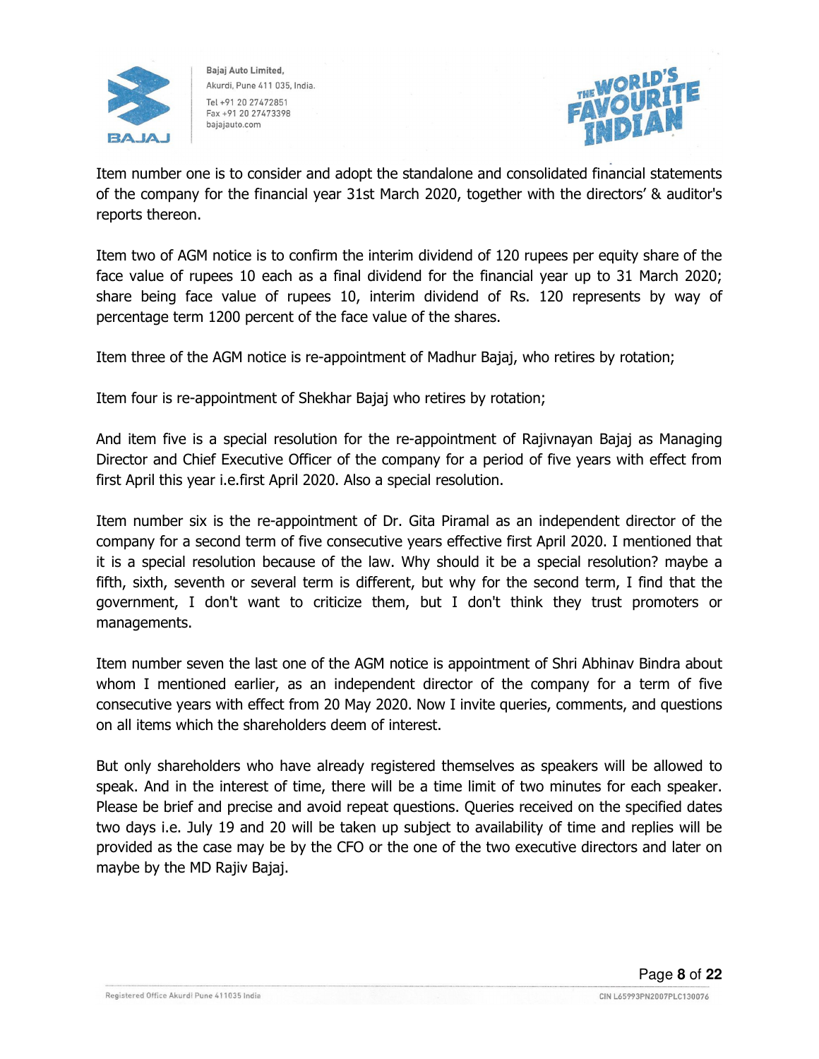Item number one is to consider and adopt the standalone and consolidated financial statements of the company for the financial year 31st March 2020, together with the directors' & auditor's reports thereon.

Item two of AGM notice is to confirm the interim dividend of 120 rupees per equity share of the face value of rupees 10 each as a final dividend for the financial year up to 31 March 2020; share being face value of rupees 10, interim dividend of Rs. 120 represents by way of percentage term 1200 percent of the face value of the shares.

Item three of the AGM notice is re-appointment of Madhur Bajaj, who retires by rotation;

Item four is re-appointment of Shekhar Bajaj who retires by rotation;

And item five is a special resolution for the re-appointment of Rajivnayan Bajaj as Managing Director and Chief Executive Officer of the company for a period of five years with effect from first April this year i.e.first April 2020. Also a special resolution.

Item number six is the re-appointment of Dr. Gita Piramal as an independent director of the company for a second term of five consecutive years effective first April 2020. I mentioned that it is a special resolution because of the law. Why should it be a special resolution? maybe a fifth, sixth, seventh or several term is different, but why for the second term, I find that the government, I don't want to criticize them, but I don't think they trust promoters or managements.

Item number seven the last one of the AGM notice is appointment of Shri Abhinav Bindra about whom I mentioned earlier, as an independent director of the company for a term of five consecutive years with effect from 20 May 2020. Now I invite queries, comments, and questions on all items which the shareholders deem of interest.

But only shareholders who have already registered themselves as speakers will be allowed to speak. And in the interest of time, there will be a time limit of two minutes for each speaker. Please be brief and precise and avoid repeat questions. Queries received on the specified dates two days i.e. July 19 and 20 will be taken up subject to availability of time and replies will be provided as the case may be by the CFO or the one of the two executive directors and later on maybe by the MD Rajiv Bajaj.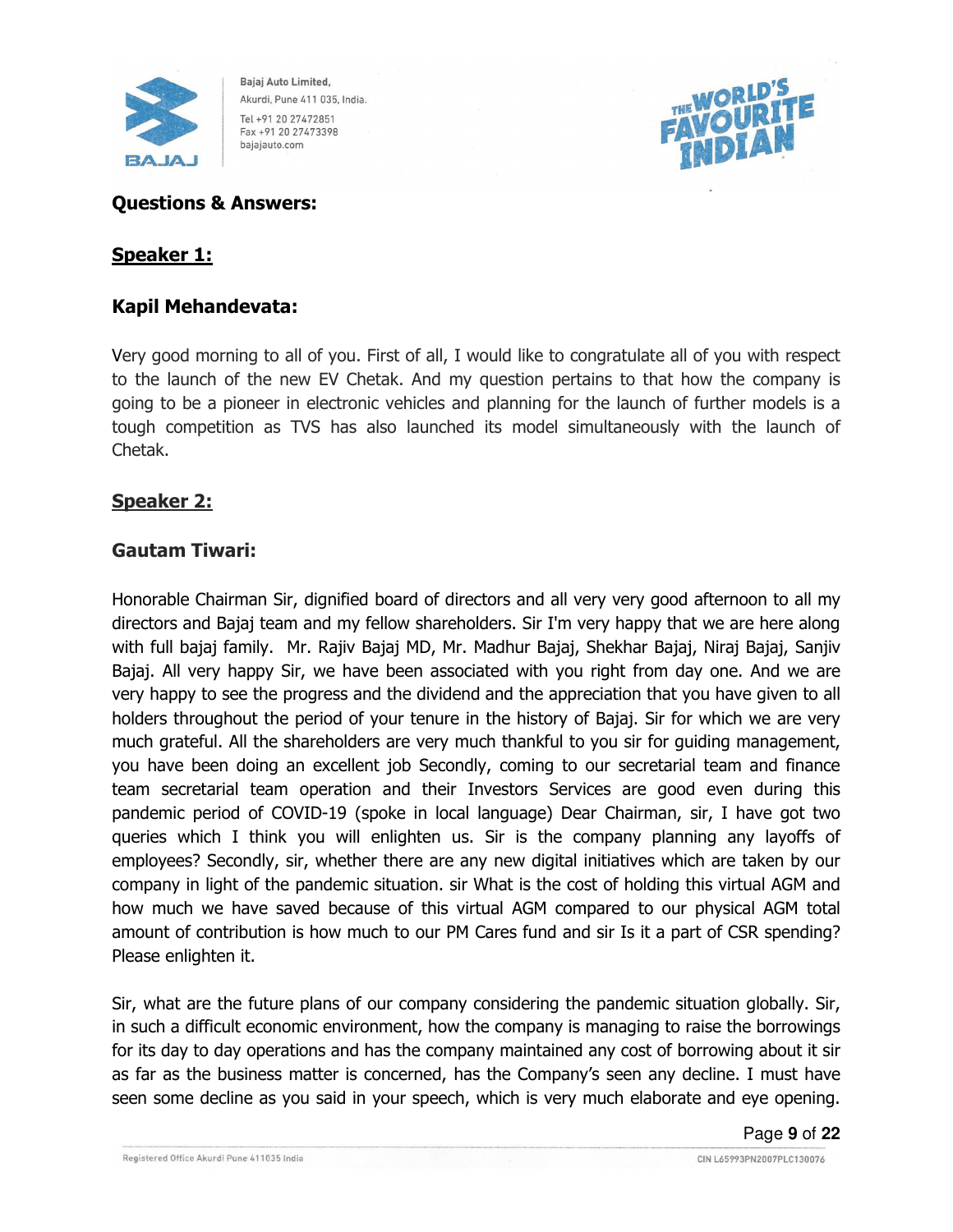## Questions & Answers:

### Speaker 1:

### Kapil Mehandevata:

Very good morning to all of you. First of all, I would like to congratulate all of you with respect to the launch of the new EV Chetak. And my question pertains to that how the company is going to be a pioneer in electronic vehicles and planning for the launch of further models is a tough competition as TVS has also launched its model simultaneously with the launch of Chetak.

### Speaker 2:

### Gautam Tiwari:

Honorable Chairman Sir, dignified board of directors and all very very good afternoon to all my directors and Bajaj team and my fellow shareholders. Sir I'm very happy that we are here along with full bajaj family. Mr. Rajiv Bajaj MD, Mr. Madhur Bajaj, Shekhar Bajaj, Niraj Bajaj, Sanjiv Bajaj. All very happy Sir, we have been associated with you right from day one. And we are very happy to see the progress and the dividend and the appreciation that you have given to all holders throughout the period of your tenure in the history of Bajaj. Sir for which we are very much grateful. All the shareholders are very much thankful to you sir for guiding management, you have been doing an excellent job Secondly, coming to our secretarial team and finance team secretarial team operation and their Investors Services are good even during this pandemic period of COVID-19 (spoke in local language) Dear Chairman, sir, I have got two queries which I think you will enlighten us. Sir is the company planning any layoffs of employees? Secondly, sir, whether there are any new digital initiatives which are taken by our company in light of the pandemic situation. sir What is the cost of holding this virtual AGM and how much we have saved because of this virtual AGM compared to our physical AGM total amount of contribution is how much to our PM Cares fund and sir Is it a part of CSR spending? Please enlighten it.

Sir, what are the future plans of our company considering the pandemic situation globally. Sir, in such a difficult economic environment, how the company is managing to raise the borrowings for its day to day operations and has the company maintained any cost of borrowing about it sir as far as the business matter is concerned, has the Company's seen any decline. I must have seen some decline as you said in your speech, which is very much elaborate and eye opening.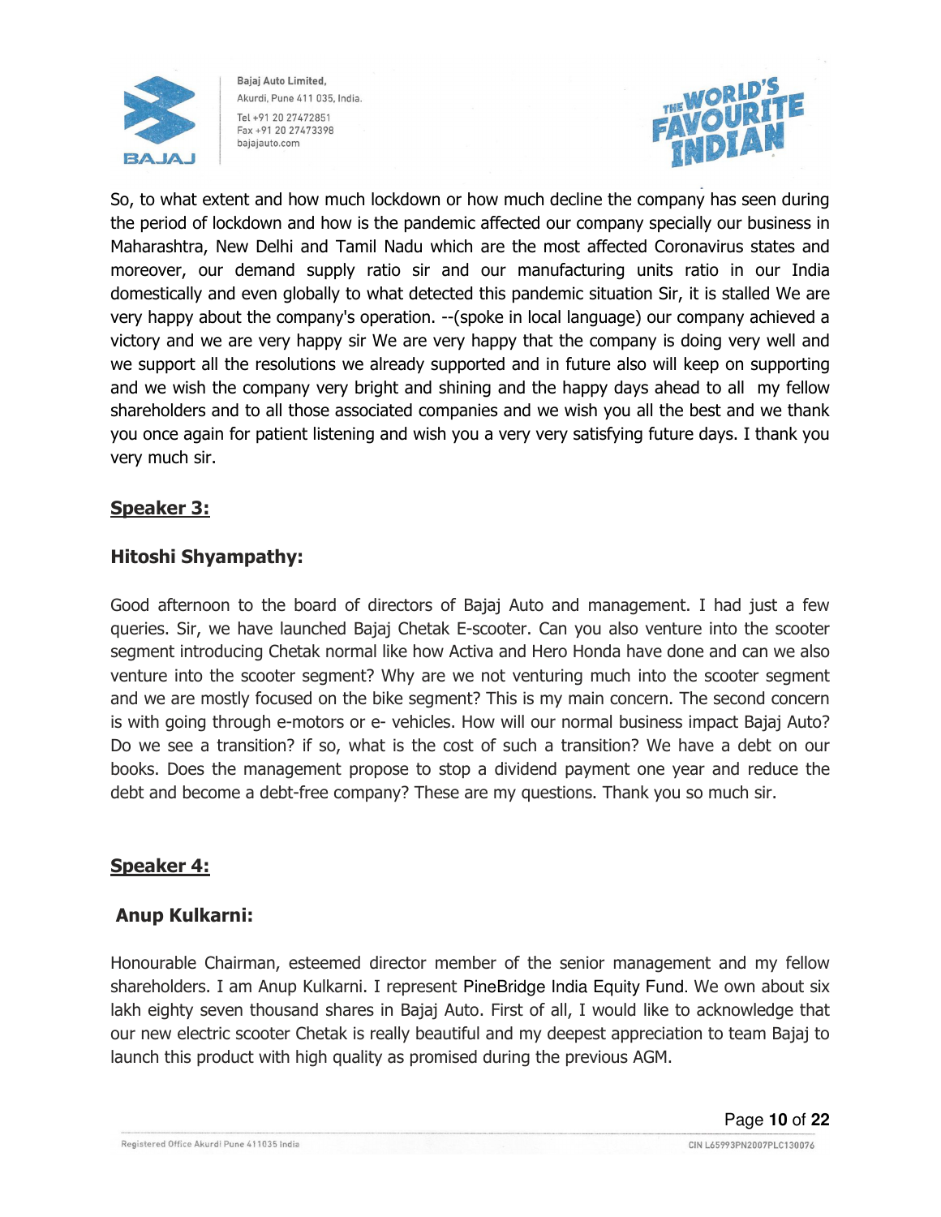So, to what extent and how much lockdown or how much decline the company has seen during the period of lockdown and how is the pandemic affected our company specially our business in Maharashtra, New Delhi and Tamil Nadu which are the most affected Coronavirus states and moreover, our demand supply ratio sir and our manufacturing units ratio in our India domestically and even globally to what detected this pandemic situation Sir, it is stalled We are very happy about the company's operation. --(spoke in local language) our company achieved a victory and we are very happy sir We are very happy that the company is doing very well and we support all the resolutions we already supported and in future also will keep on supporting and we wish the company very bright and shining and the happy days ahead to all my fellow shareholders and to all those associated companies and we wish you all the best and we thank you once again for patient listening and wish you a very very satisfying future days. I thank you very much sir.

**Speaker 3:**

**Hitoshi Shyampathy:**

Good afternoon to the board of directors of Bajaj Auto and management. I had just a few queries. Sir, we have launched Bajaj Chetak E-scooter. Can you also venture into the scooter segment introducing Chetak normal like how Activa and Hero Honda have done and can we also venture into the scooter segment? Why are we not venturing much into the scooter segment and we are mostly focused on the bike segment? This is my main concern. The second concern is with going through e-motors or e- vehicles. How will our normal business impact Bajaj Auto? Do we see a transition? if so, what is the cost of such a transition? We have a debt on our books. Does the management propose to stop a dividend payment one year and reduce the debt and become a debt-free company? These are my questions. Thank you so much sir.

**Speaker 4:**

**Anup Kulkarni:**

Honourable Chairman, esteemed director member of the senior management and my fellow shareholders. I am Anup Kulkarni. I represent PineBridge India Equity Fund. We own about six lakh eighty seven thousand shares in Bajaj Auto. First of all, I would like to acknowledge that our new electric scooter Chetak is really beautiful and my deepest appreciation to team Bajaj to launch this product with high quality as promised during the previous AGM.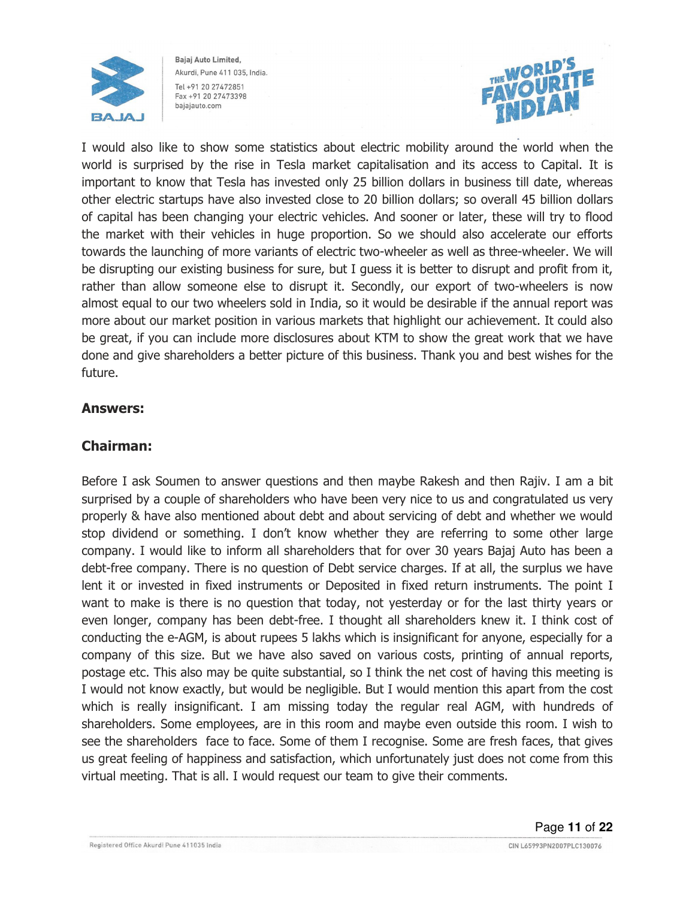I would also like to show some statistics about electric mobility around the world when the world is surprised by the rise in Tesla market capitalisation and its access to Capital. It is important to know that Tesla has invested only 25 billion dollars in business till date, whereas other electric startups have also invested close to 20 billion dollars; so overall 45 billion dollars of capital has been changing your electric vehicles. And sooner or later, these will try to flood the market with their vehicles in huge proportion. So we should also accelerate our efforts towards the launching of more variants of electric two-wheeler as well as three-wheeler. We will be disrupting our existing business for sure, but I guess it is better to disrupt and profit from it, rather than allow someone else to disrupt it. Secondly, our export of two-wheelers is now almost equal to our two wheelers sold in India, so it would be desirable if the annual report was more about our market position in various markets that highlight our achievement. It could also be great, if you can include more disclosures about KTM to show the great work that we have done and give shareholders a better picture of this business. Thank you and best wishes for the future.

**Answers:**

**Chairman:**

Before I ask Soumen to answer questions and then maybe Rakesh and then Rajiv. I am a bit surprised by a couple of shareholders who have been very nice to us and congratulated us very properly & have also mentioned about debt and about servicing of debt and whether we would stop dividend or something. I don't know whether they are referring to some other large company. I would like to inform all shareholders that for over 30 years Bajaj Auto has been a debt-free company. There is no question of Debt service charges. If at all, the surplus we have lent it or invested in fixed instruments or Deposited in fixed return instruments. The point I want to make is there is no question that today, not yesterday or for the last thirty years or even longer, company has been debt-free. I thought all shareholders knew it. I think cost of conducting the e-AGM, is about rupees 5 lakhs which is insignificant for anyone, especially for a company of this size. But we have also saved on various costs, printing of annual reports, postage etc. This also may be quite substantial, so I think the net cost of having this meeting is I would not know exactly, but would be negligible. But I would mention this apart from the cost which is really insignificant. I am missing today the regular real AGM, with hundreds of shareholders. Some employees, are in this room and maybe even outside this room. I wish to see the shareholders face to face. Some of them I recognise. Some are fresh faces, that gives us great feeling of happiness and satisfaction, which unfortunately just does not come from this virtual meeting. That is all. I would request our team to give their comments.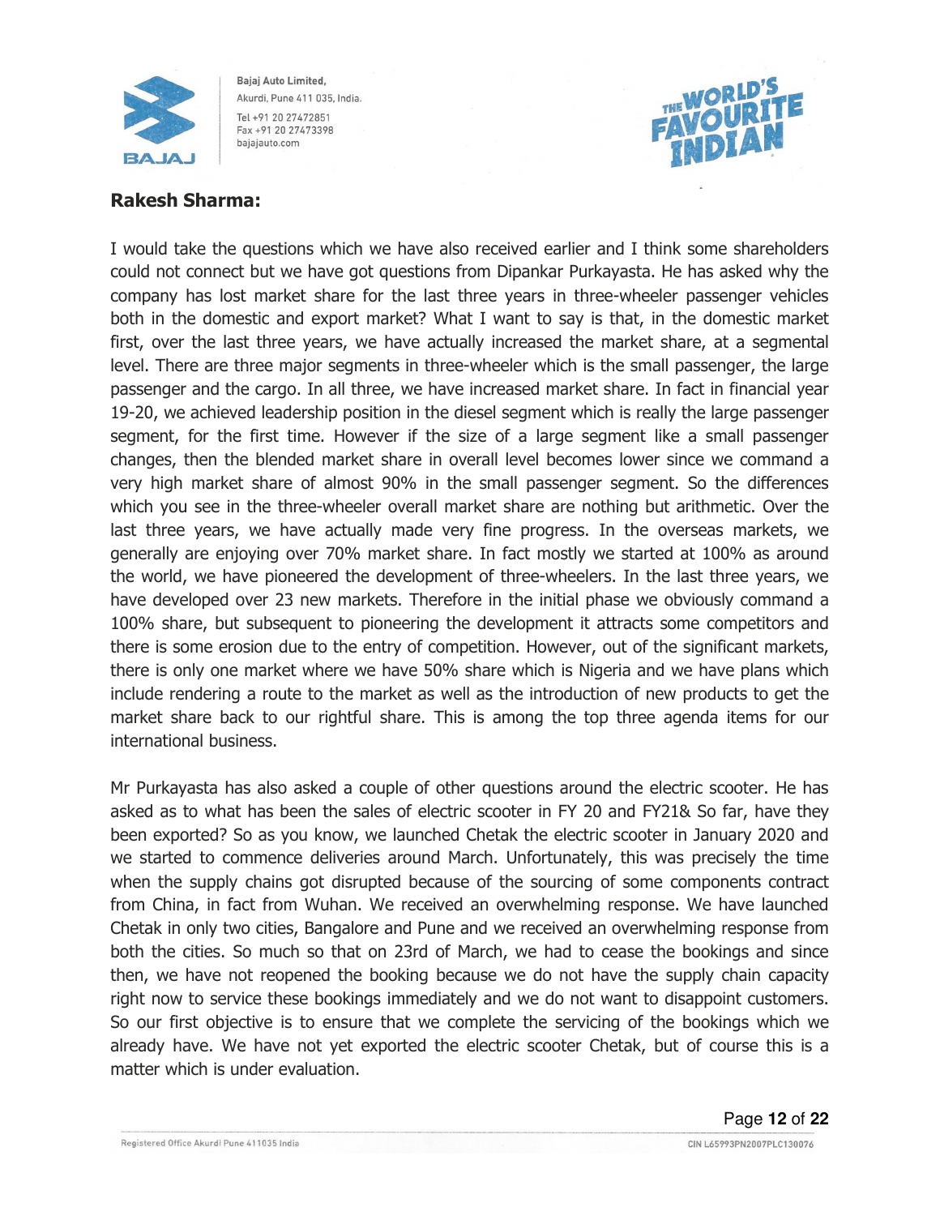**Rakesh Sharma:**

I would take the questions which we have also received earlier and I think some shareholders could not connect but we have got questions from Dipankar Purkayasta. He has asked why the company has lost market share for the last three years in three-wheeler passenger vehicles both in the domestic and export market? What I want to say is that, in the domestic market first, over the last three years, we have actually increased the market share, at a segmental level. There are three major segments in three-wheeler which is the small passenger, the large passenger and the cargo. In all three, we have increased market share. In fact in financial year 19-20, we achieved leadership position in the diesel segment which is really the large passenger segment, for the first time. However if the size of a large segment like a small passenger changes, then the blended market share in overall level becomes lower since we command a very high market share of almost 90% in the small passenger segment. So the differences which you see in the three-wheeler overall market share are nothing but arithmetic. Over the last three years, we have actually made very fine progress. In the overseas markets, we generally are enjoying over 70% market share. In fact mostly we started at 100% as around the world, we have pioneered the development of three-wheelers. In the last three years, we have developed over 23 new markets. Therefore in the initial phase we obviously command a 100% share, but subsequent to pioneering the development it attracts some competitors and there is some erosion due to the entry of competition. However, out of the significant markets, there is only one market where we have 50% share which is Nigeria and we have plans which include rendering a route to the market as well as the introduction of new products to get the market share back to our rightful share. This is among the top three agenda items for our international business.

Mr Purkayasta has also asked a couple of other questions around the electric scooter. He has asked as to what has been the sales of electric scooter in FY 20 and FY21& So far, have they been exported? So as you know, we launched Chetak the electric scooter in January 2020 and we started to commence deliveries around March. Unfortunately, this was precisely the time when the supply chains got disrupted because of the sourcing of some components contract from China, in fact from Wuhan. We received an overwhelming response. We have launched Chetak in only two cities, Bangalore and Pune and we received an overwhelming response from both the cities. So much so that on 23rd of March, we had to cease the bookings and since then, we have not reopened the booking because we do not have the supply chain capacity right now to service these bookings immediately and we do not want to disappoint customers. So our first objective is to ensure that we complete the servicing of the bookings which we already have. We have not yet exported the electric scooter Chetak, but of course this is a matter which is under evaluation.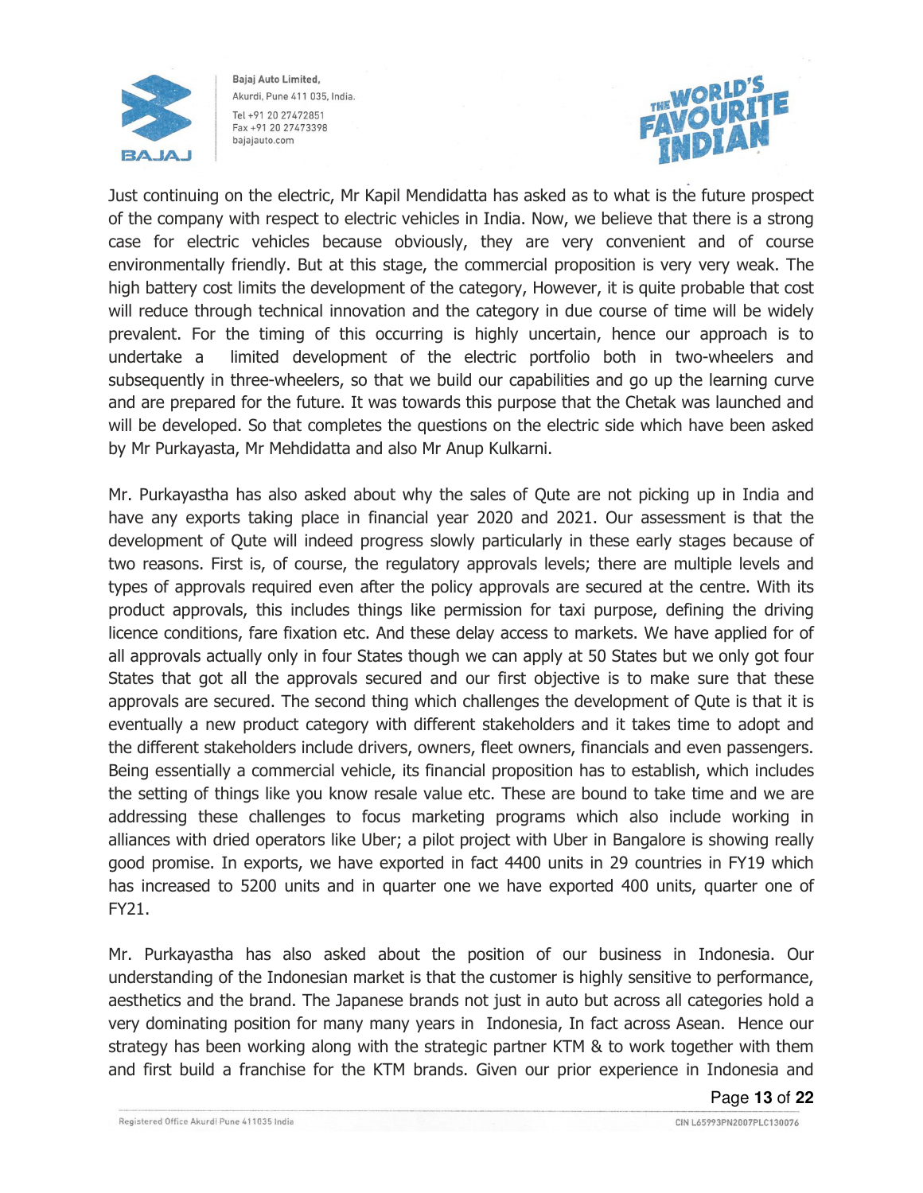Just continuing on the electric, Mr Kapil Mendidatta has asked as to what is the future prospect of the company with respect to electric vehicles in India. Now, we believe that there is a strong case for electric vehicles because obviously, they are very convenient and of course environmentally friendly. But at this stage, the commercial proposition is very very weak. The high battery cost limits the development of the category, However, it is quite probable that cost will reduce through technical innovation and the category in due course of time will be widely prevalent. For the timing of this occurring is highly uncertain, hence our approach is to undertake a limited development of the electric portfolio both in two-wheelers and subsequently in three-wheelers, so that we build our capabilities and go up the learning curve and are prepared for the future. It was towards this purpose that the Chetak was launched and will be developed. So that completes the questions on the electric side which have been asked by Mr Purkayasta, Mr Mehdidatta and also Mr Anup Kulkarni.

Mr. Purkayastha has also asked about why the sales of Qute are not picking up in India and have any exports taking place in financial year 2020 and 2021. Our assessment is that the development of Qute will indeed progress slowly particularly in these early stages because of two reasons. First is, of course, the regulatory approvals levels; there are multiple levels and types of approvals required even after the policy approvals are secured at the centre. With its product approvals, this includes things like permission for taxi purpose, defining the driving licence conditions, fare fixation etc. And these delay access to markets. We have applied for of all approvals actually only in four States though we can apply at 50 States but we only got four States that got all the approvals secured and our first objective is to make sure that these approvals are secured. The second thing which challenges the development of Qute is that it is eventually a new product category with different stakeholders and it takes time to adopt and the different stakeholders include drivers, owners, fleet owners, financials and even passengers. Being essentially a commercial vehicle, its financial proposition has to establish, which includes the setting of things like you know resale value etc. These are bound to take time and we are addressing these challenges to focus marketing programs which also include working in alliances with dried operators like Uber; a pilot project with Uber in Bangalore is showing really good promise. In exports, we have exported in fact 4400 units in 29 countries in FY19 which has increased to 5200 units and in quarter one we have exported 400 units, quarter one of FY21.

Mr. Purkayastha has also asked about the position of our business in Indonesia. Our understanding of the Indonesian market is that the customer is highly sensitive to performance, aesthetics and the brand. The Japanese brands not just in auto but across all categories hold a very dominating position for many many years in Indonesia, In fact across Asean. Hence our strategy has been working along with the strategic partner KTM & to work together with them and first build a franchise for the KTM brands. Given our prior experience in Indonesia and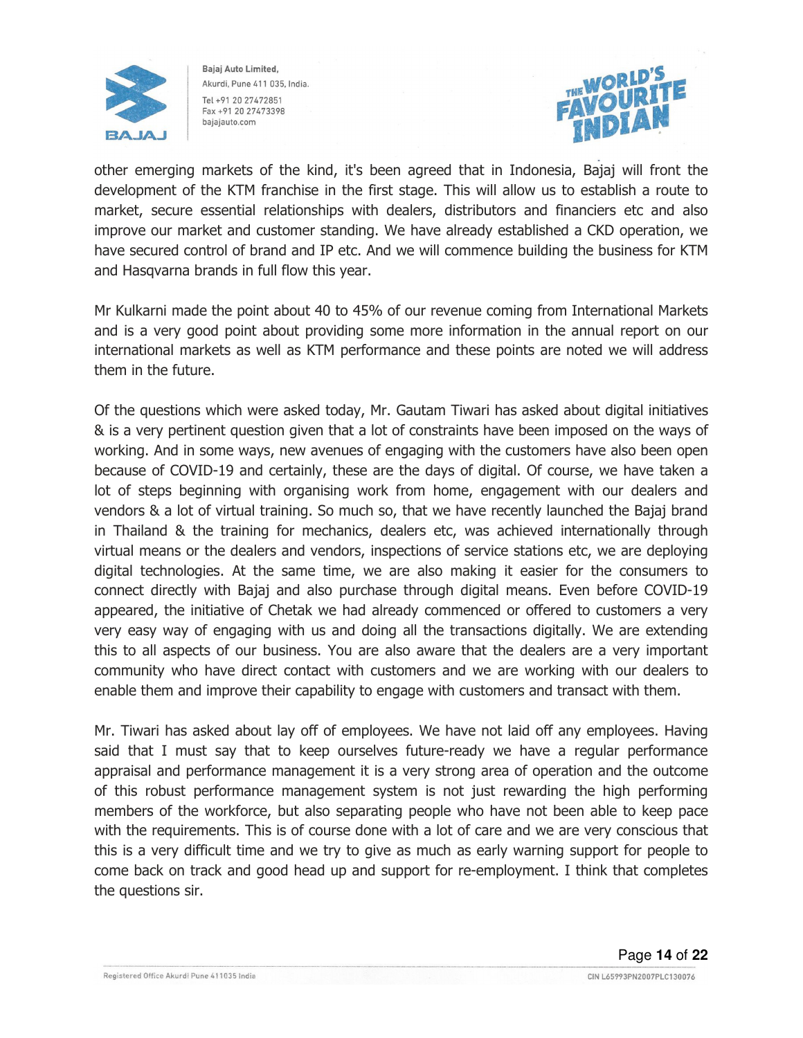other emerging markets of the kind, it's been agreed that in Indonesia, Bajaj will front the development of the KTM franchise in the first stage. This will allow us to establish a route to market, secure essential relationships with dealers, distributors and financiers etc and also improve our market and customer standing. We have already established a CKD operation, we have secured control of brand and IP etc. And we will commence building the business for KTM and Hasqvarna brands in full flow this year.

Mr Kulkarni made the point about 40 to 45% of our revenue coming from International Markets and is a very good point about providing some more information in the annual report on our international markets as well as KTM performance and these points are noted we will address them in the future.

Of the questions which were asked today, Mr. Gautam Tiwari has asked about digital initiatives & is a very pertinent question given that a lot of constraints have been imposed on the ways of working. And in some ways, new avenues of engaging with the customers have also been open because of COVID-19 and certainly, these are the days of digital. Of course, we have taken a lot of steps beginning with organising work from home, engagement with our dealers and vendors & a lot of virtual training. So much so, that we have recently launched the Bajaj brand in Thailand & the training for mechanics, dealers etc, was achieved internationally through virtual means or the dealers and vendors, inspections of service stations etc, we are deploying digital technologies. At the same time, we are also making it easier for the consumers to connect directly with Bajaj and also purchase through digital means. Even before COVID-19 appeared, the initiative of Chetak we had already commenced or offered to customers a very very easy way of engaging with us and doing all the transactions digitally. We are extending this to all aspects of our business. You are also aware that the dealers are a very important community who have direct contact with customers and we are working with our dealers to enable them and improve their capability to engage with customers and transact with them.

Mr. Tiwari has asked about lay off of employees. We have not laid off any employees. Having said that I must say that to keep ourselves future-ready we have a regular performance appraisal and performance management it is a very strong area of operation and the outcome of this robust performance management system is not just rewarding the high performing members of the workforce, but also separating people who have not been able to keep pace with the requirements. This is of course done with a lot of care and we are very conscious that this is a very difficult time and we try to give as much as early warning support for people to come back on track and good head up and support for re-employment. I think that completes the questions sir.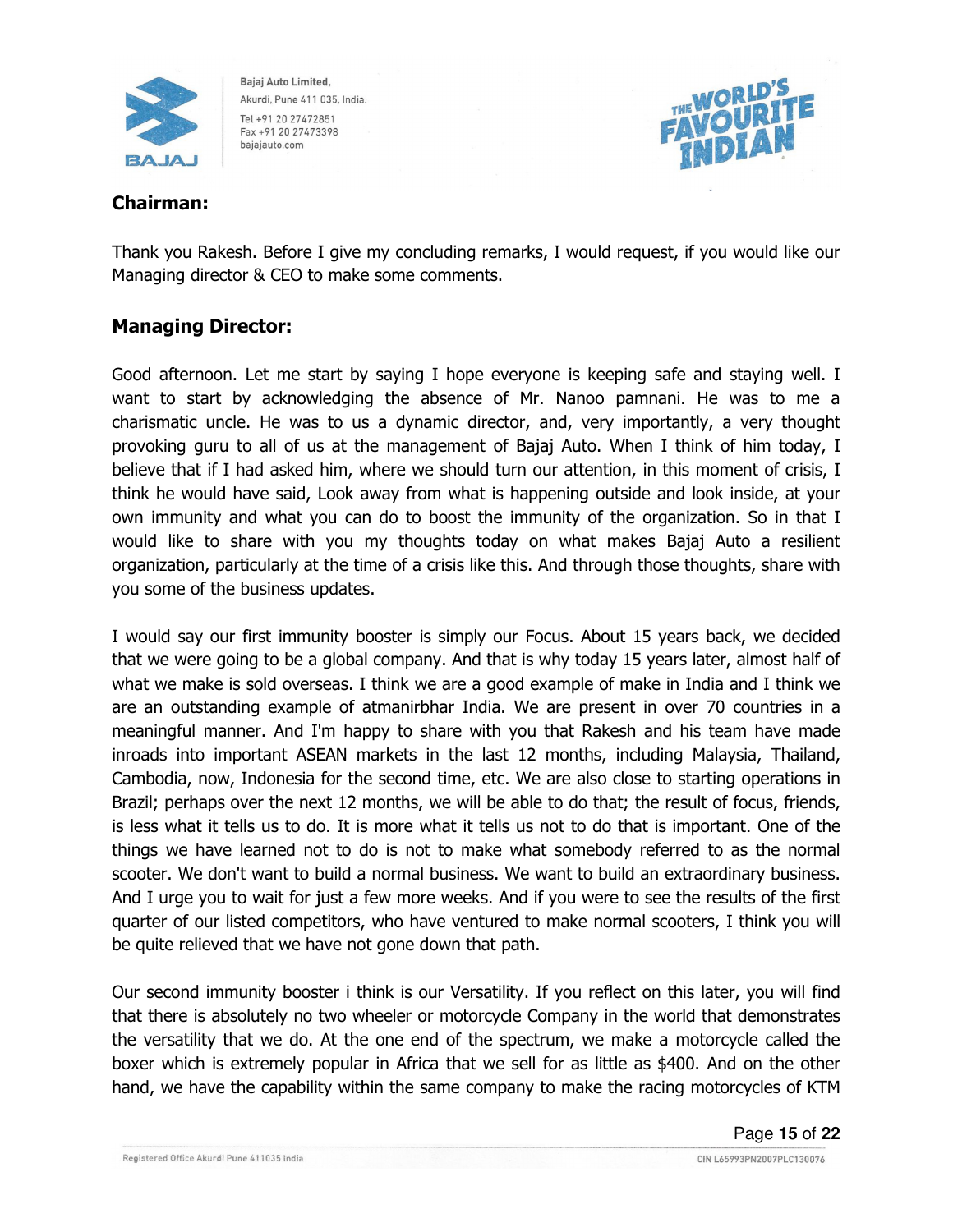**Chairman:**

Thank you Rakesh. Before I give my concluding remarks, I would request, if you would like our Managing director & CEO to make some comments.

**Managing Director:**

Good afternoon. Let me start by saying I hope everyone is keeping safe and staying well. I want to start by acknowledging the absence of Mr. Nanoo pamnani. He was to me a charismatic uncle. He was to us a dynamic director, and, very importantly, a very thought provoking guru to all of us at the management of Bajaj Auto. When I think of him today, I believe that if I had asked him, where we should turn our attention, in this moment of crisis, I think he would have said, Look away from what is happening outside and look inside, at your own immunity and what you can do to boost the immunity of the organization. So in that I would like to share with you my thoughts today on what makes Bajaj Auto a resilient organization, particularly at the time of a crisis like this. And through those thoughts, share with you some of the business updates.

I would say our first immunity booster is simply our Focus. About 15 years back, we decided that we were going to be a global company. And that is why today 15 years later, almost half of what we make is sold overseas. I think we are a good example of make in India and I think we are an outstanding example of atmanirbhar India. We are present in over 70 countries in a meaningful manner. And I'm happy to share with you that Rakesh and his team have made inroads into important ASEAN markets in the last 12 months, including Malaysia, Thailand, Cambodia, now, Indonesia for the second time, etc. We are also close to starting operations in Brazil; perhaps over the next 12 months, we will be able to do that; the result of focus, friends, is less what it tells us to do. It is more what it tells us not to do that is important. One of the things we have learned not to do is not to make what somebody referred to as the normal scooter. We don't want to build a normal business. We want to build an extraordinary business. And I urge you to wait for just a few more weeks. And if you were to see the results of the first quarter of our listed competitors, who have ventured to make normal scooters, I think you will be quite relieved that we have not gone down that path.

Our second immunity booster i think is our Versatility. If you reflect on this later, you will find that there is absolutely no two wheeler or motorcycle Company in the world that demonstrates the versatility that we do. At the one end of the spectrum, we make a motorcycle called the boxer which is extremely popular in Africa that we sell for as little as $400. And on the other hand, we have the capability within the same company to make the racing motorcycles of KTM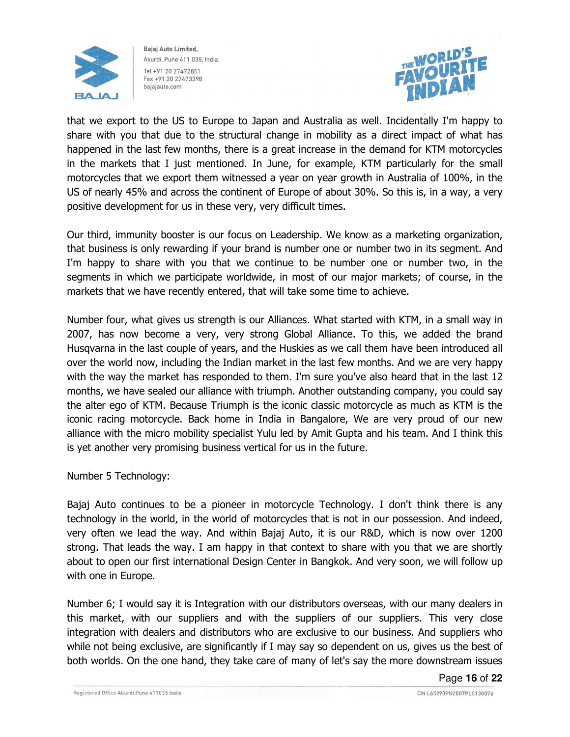that we export to the US to Europe to Japan and Australia as well. Incidentally I'm happy to share with you that due to the structural change in mobility as a direct impact of what has happened in the last few months, there is a great increase in the demand for KTM motorcycles in the markets that I just mentioned. In June, for example, KTM particularly for the small motorcycles that we export them witnessed a year on year growth in Australia of 100%, in the US of nearly 45% and across the continent of Europe of about 30%. So this is, in a way, a very positive development for us in these very, very difficult times.

Our third, immunity booster is our focus on Leadership. We know as a marketing organization, that business is only rewarding if your brand is number one or number two in its segment. And I'm happy to share with you that we continue to be number one or number two, in the segments in which we participate worldwide, in most of our major markets; of course, in the markets that we have recently entered, that will take some time to achieve.

Number four, what gives us strength is our Alliances. What started with KTM, in a small way in 2007, has now become a very, very strong Global Alliance. To this, we added the brand Husqvarna in the last couple of years, and the Huskies as we call them have been introduced all over the world now, including the Indian market in the last few months. And we are very happy with the way the market has responded to them. I'm sure you've also heard that in the last 12 months, we have sealed our alliance with triumph. Another outstanding company, you could say the alter ego of KTM. Because Triumph is the iconic classic motorcycle as much as KTM is the iconic racing motorcycle. Back home in India in Bangalore, We are very proud of our new alliance with the micro mobility specialist Yulu led by Amit Gupta and his team. And I think this is yet another very promising business vertical for us in the future.

Number 5 Technology:

Bajaj Auto continues to be a pioneer in motorcycle Technology. I don't think there is any technology in the world, in the world of motorcycles that is not in our possession. And indeed, very often we lead the way. And within Bajaj Auto, it is our R&D, which is now over 1200 strong. That leads the way. I am happy in that context to share with you that we are shortly about to open our first international Design Center in Bangkok. And very soon, we will follow up with one in Europe.

Number 6; I would say it is Integration with our distributors overseas, with our many dealers in this market, with our suppliers and with the suppliers of our suppliers. This very close integration with dealers and distributors who are exclusive to our business. And suppliers who while not being exclusive, are significantly if I may say so dependent on us, gives us the best of both worlds. On the one hand, they take care of many of let's say the more downstream issues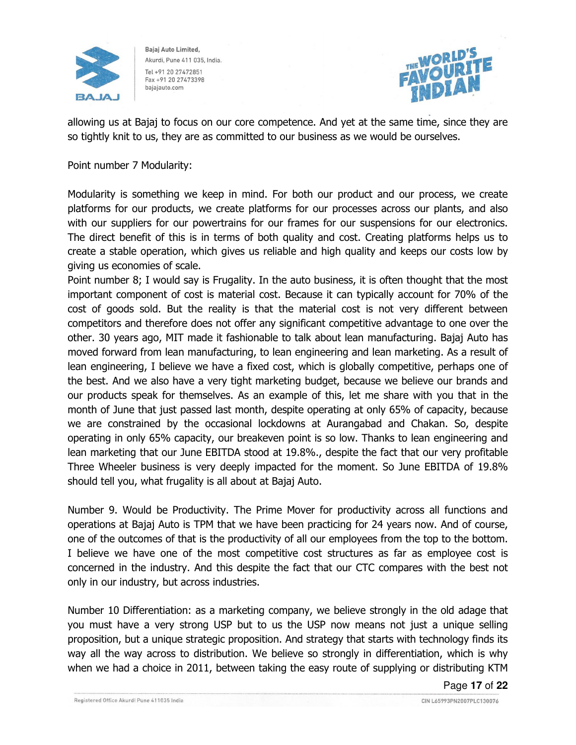allowing us at Bajaj to focus on our core competence. And yet at the same time, since they are so tightly knit to us, they are as committed to our business as we would be ourselves.

Point number 7 Modularity:

Modularity is something we keep in mind. For both our product and our process, we create platforms for our products, we create platforms for our processes across our plants, and also with our suppliers for our powertrains for our frames for our suspensions for our electronics. The direct benefit of this is in terms of both quality and cost. Creating platforms helps us to create a stable operation, which gives us reliable and high quality and keeps our costs low by giving us economies of scale.

Point number 8; I would say is Frugality. In the auto business, it is often thought that the most important component of cost is material cost. Because it can typically account for 70% of the cost of goods sold. But the reality is that the material cost is not very different between competitors and therefore does not offer any significant competitive advantage to one over the other. 30 years ago, MIT made it fashionable to talk about lean manufacturing. Bajaj Auto has moved forward from lean manufacturing, to lean engineering and lean marketing. As a result of lean engineering, I believe we have a fixed cost, which is globally competitive, perhaps one of the best. And we also have a very tight marketing budget, because we believe our brands and our products speak for themselves. As an example of this, let me share with you that in the month of June that just passed last month, despite operating at only 65% of capacity, because we are constrained by the occasional lockdowns at Aurangabad and Chakan. So, despite operating in only 65% capacity, our breakeven point is so low. Thanks to lean engineering and lean marketing that our June EBITDA stood at 19.8%., despite the fact that our very profitable Three Wheeler business is very deeply impacted for the moment. So June EBITDA of 19.8% should tell you, what frugality is all about at Bajaj Auto.

Number 9. Would be Productivity. The Prime Mover for productivity across all functions and operations at Bajaj Auto is TPM that we have been practicing for 24 years now. And of course, one of the outcomes of that is the productivity of all our employees from the top to the bottom. I believe we have one of the most competitive cost structures as far as employee cost is concerned in the industry. And this despite the fact that our CTC compares with the best not only in our industry, but across industries.

Number 10 Differentiation: as a marketing company, we believe strongly in the old adage that you must have a very strong USP but to us the USP now means not just a unique selling proposition, but a unique strategic proposition. And strategy that starts with technology finds its way all the way across to distribution. We believe so strongly in differentiation, which is why when we had a choice in 2011, between taking the easy route of supplying or distributing KTM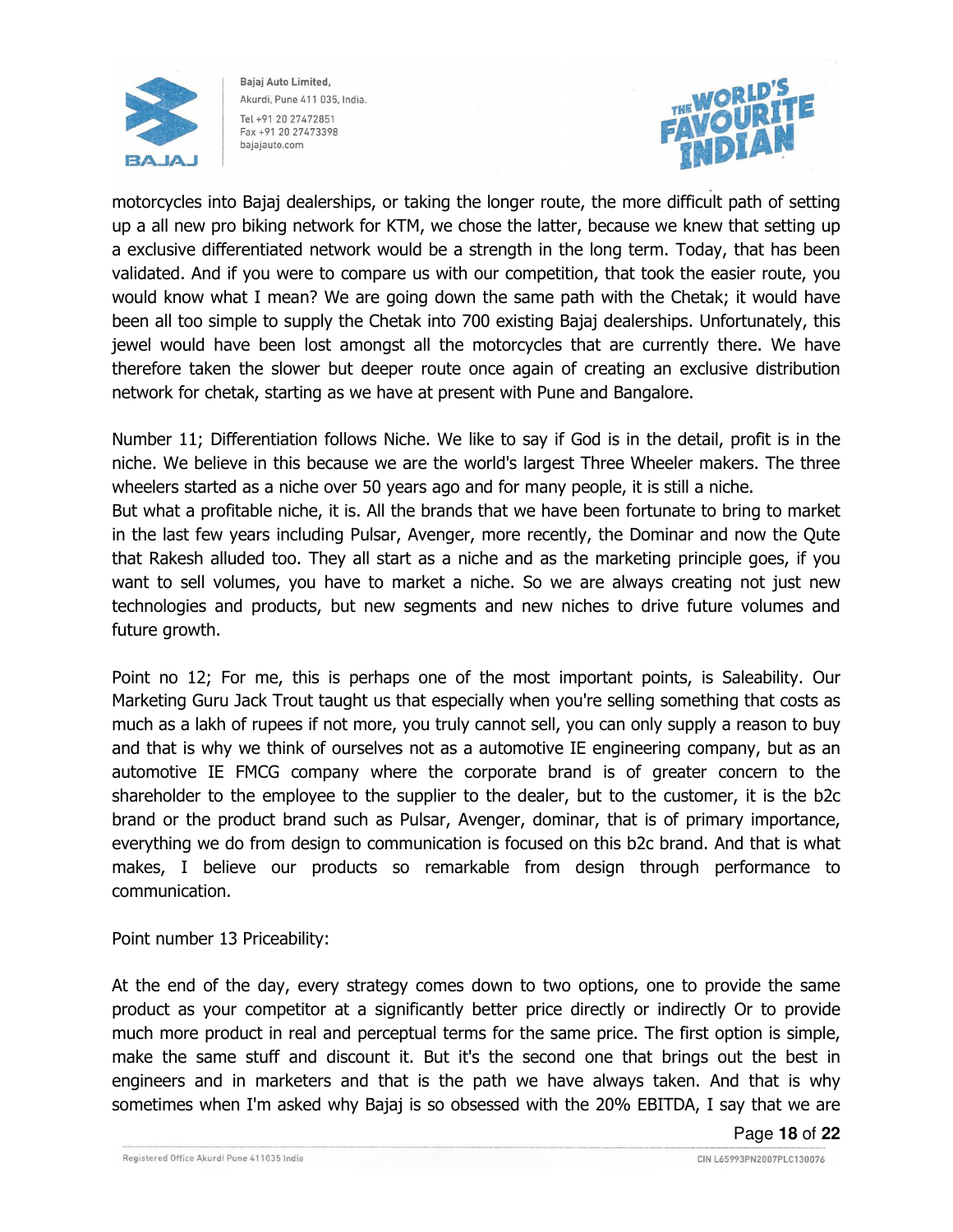motorcycles into Bajaj dealerships, or taking the longer route, the more difficult path of setting up a all new pro biking network for KTM, we chose the latter, because we knew that setting up a exclusive differentiated network would be a strength in the long term. Today, that has been validated. And if you were to compare us with our competition, that took the easier route, you would know what I mean? We are going down the same path with the Chetak; it would have been all too simple to supply the Chetak into 700 existing Bajaj dealerships. Unfortunately, this jewel would have been lost amongst all the motorcycles that are currently there. We have therefore taken the slower but deeper route once again of creating an exclusive distribution network for chetak, starting as we have at present with Pune and Bangalore.

Number 11; Differentiation follows Niche. We like to say if God is in the detail, profit is in the niche. We believe in this because we are the world's largest Three Wheeler makers. The three wheelers started as a niche over 50 years ago and for many people, it is still a niche.
But what a profitable niche, it is. All the brands that we have been fortunate to bring to market in the last few years including Pulsar, Avenger, more recently, the Dominar and now the Qute that Rakesh alluded too. They all start as a niche and as the marketing principle goes, if you want to sell volumes, you have to market a niche. So we are always creating not just new technologies and products, but new segments and new niches to drive future volumes and future growth.

Point no 12; For me, this is perhaps one of the most important points, is Saleability. Our Marketing Guru Jack Trout taught us that especially when you're selling something that costs as much as a lakh of rupees if not more, you truly cannot sell, you can only supply a reason to buy and that is why we think of ourselves not as a automotive IE engineering company, but as an automotive IE FMCG company where the corporate brand is of greater concern to the shareholder to the employee to the supplier to the dealer, but to the customer, it is the b2c brand or the product brand such as Pulsar, Avenger, dominar, that is of primary importance, everything we do from design to communication is focused on this b2c brand. And that is what makes, I believe our products so remarkable from design through performance to communication.

Point number 13 Priceability:

At the end of the day, every strategy comes down to two options, one to provide the same product as your competitor at a significantly better price directly or indirectly Or to provide much more product in real and perceptual terms for the same price. The first option is simple, make the same stuff and discount it. But it's the second one that brings out the best in engineers and in marketers and that is the path we have always taken. And that is why sometimes when I'm asked why Bajaj is so obsessed with the 20% EBITDA, I say that we are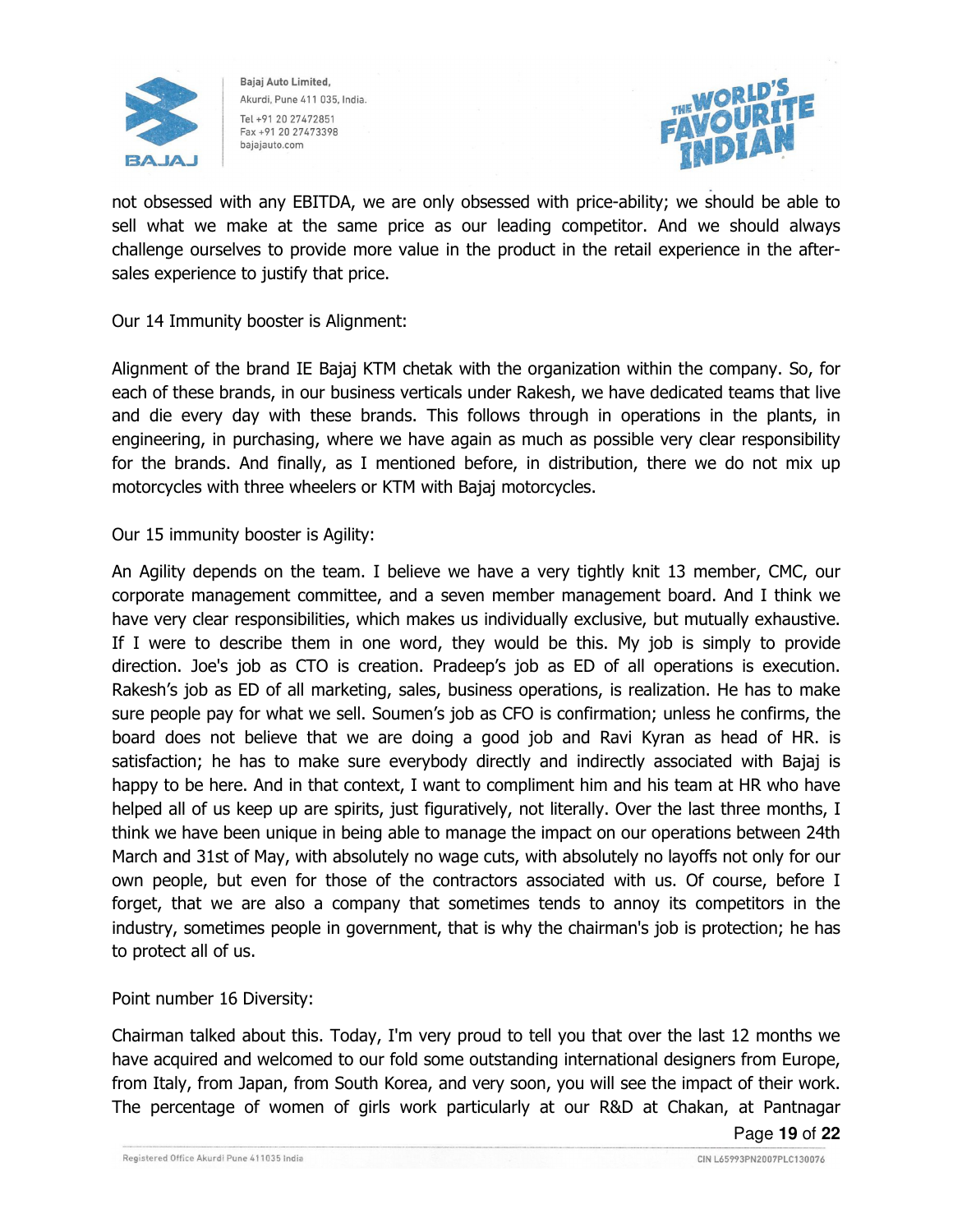not obsessed with any EBITDA, we are only obsessed with price-ability; we should be able to sell what we make at the same price as our leading competitor. And we should always challenge ourselves to provide more value in the product in the retail experience in the after-sales experience to justify that price.

Our 14 Immunity booster is Alignment:

Alignment of the brand IE Bajaj KTM chetak with the organization within the company. So, for each of these brands, in our business verticals under Rakesh, we have dedicated teams that live and die every day with these brands. This follows through in operations in the plants, in engineering, in purchasing, where we have again as much as possible very clear responsibility for the brands. And finally, as I mentioned before, in distribution, there we do not mix up motorcycles with three wheelers or KTM with Bajaj motorcycles.

Our 15 immunity booster is Agility:

An Agility depends on the team. I believe we have a very tightly knit 13 member, CMC, our corporate management committee, and a seven member management board. And I think we have very clear responsibilities, which makes us individually exclusive, but mutually exhaustive. If I were to describe them in one word, they would be this. My job is simply to provide direction. Joe's job as CTO is creation. Pradeep's job as ED of all operations is execution. Rakesh's job as ED of all marketing, sales, business operations, is realization. He has to make sure people pay for what we sell. Soumen's job as CFO is confirmation; unless he confirms, the board does not believe that we are doing a good job and Ravi Kyran as head of HR. is satisfaction; he has to make sure everybody directly and indirectly associated with Bajaj is happy to be here. And in that context, I want to compliment him and his team at HR who have helped all of us keep up are spirits, just figuratively, not literally. Over the last three months, I think we have been unique in being able to manage the impact on our operations between 24th March and 31st of May, with absolutely no wage cuts, with absolutely no layoffs not only for our own people, but even for those of the contractors associated with us. Of course, before I forget, that we are also a company that sometimes tends to annoy its competitors in the industry, sometimes people in government, that is why the chairman's job is protection; he has to protect all of us.

Point number 16 Diversity:

Chairman talked about this. Today, I'm very proud to tell you that over the last 12 months we have acquired and welcomed to our fold some outstanding international designers from Europe, from Italy, from Japan, from South Korea, and very soon, you will see the impact of their work. The percentage of women of girls work particularly at our R&D at Chakan, at Pantnagar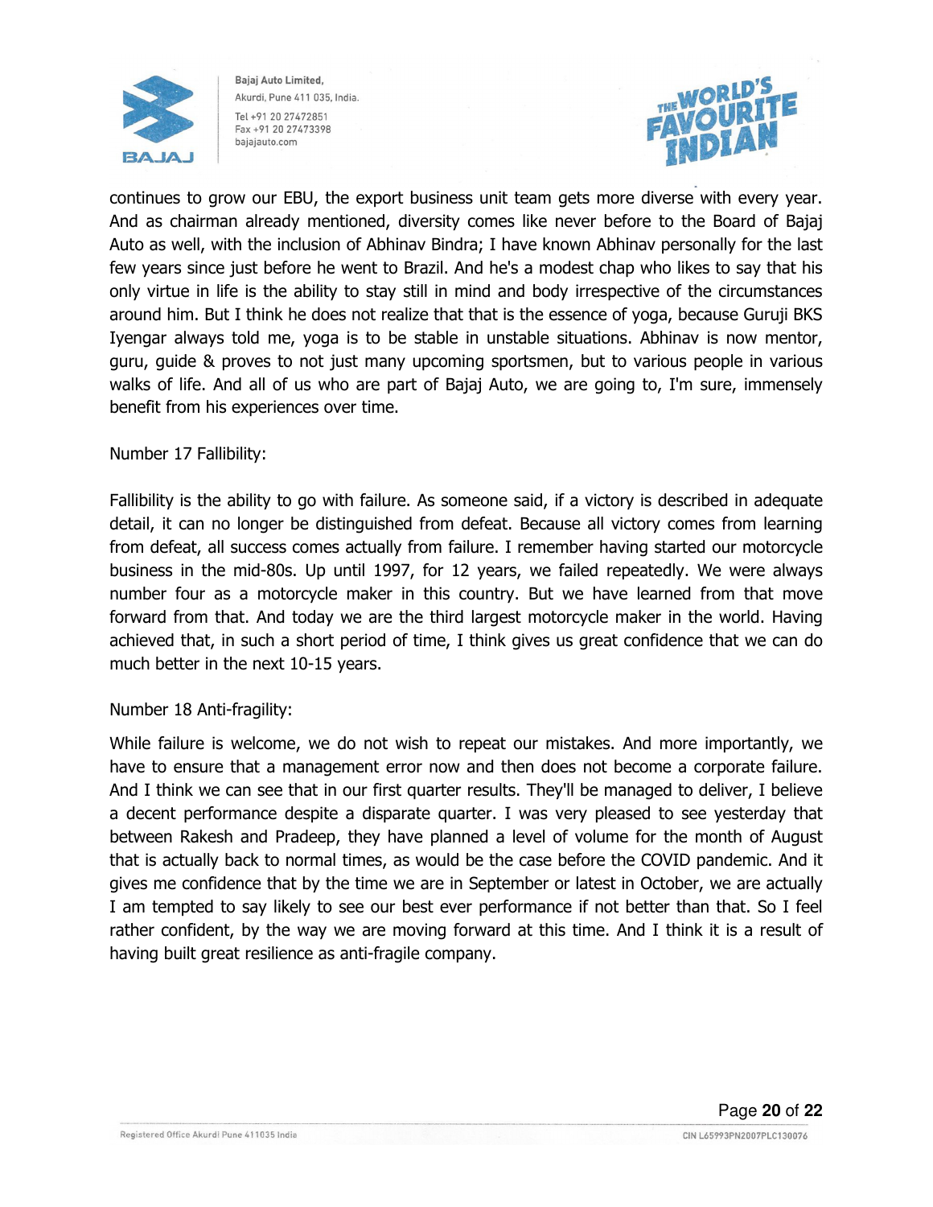continues to grow our EBU, the export business unit team gets more diverse with every year. And as chairman already mentioned, diversity comes like never before to the Board of Bajaj Auto as well, with the inclusion of Abhinav Bindra; I have known Abhinav personally for the last few years since just before he went to Brazil. And he's a modest chap who likes to say that his only virtue in life is the ability to stay still in mind and body irrespective of the circumstances around him. But I think he does not realize that that is the essence of yoga, because Guruji BKS Iyengar always told me, yoga is to be stable in unstable situations. Abhinav is now mentor, guru, guide & proves to not just many upcoming sportsmen, but to various people in various walks of life. And all of us who are part of Bajaj Auto, we are going to, I'm sure, immensely benefit from his experiences over time.

Number 17 Fallibility:

Fallibility is the ability to go with failure. As someone said, if a victory is described in adequate detail, it can no longer be distinguished from defeat. Because all victory comes from learning from defeat, all success comes actually from failure. I remember having started our motorcycle business in the mid-80s. Up until 1997, for 12 years, we failed repeatedly. We were always number four as a motorcycle maker in this country. But we have learned from that move forward from that. And today we are the third largest motorcycle maker in the world. Having achieved that, in such a short period of time, I think gives us great confidence that we can do much better in the next 10-15 years.

Number 18 Anti-fragility:

While failure is welcome, we do not wish to repeat our mistakes. And more importantly, we have to ensure that a management error now and then does not become a corporate failure. And I think we can see that in our first quarter results. They'll be managed to deliver, I believe a decent performance despite a disparate quarter. I was very pleased to see yesterday that between Rakesh and Pradeep, they have planned a level of volume for the month of August that is actually back to normal times, as would be the case before the COVID pandemic. And it gives me confidence that by the time we are in September or latest in October, we are actually I am tempted to say likely to see our best ever performance if not better than that. So I feel rather confident, by the way we are moving forward at this time. And I think it is a result of having built great resilience as anti-fragile company.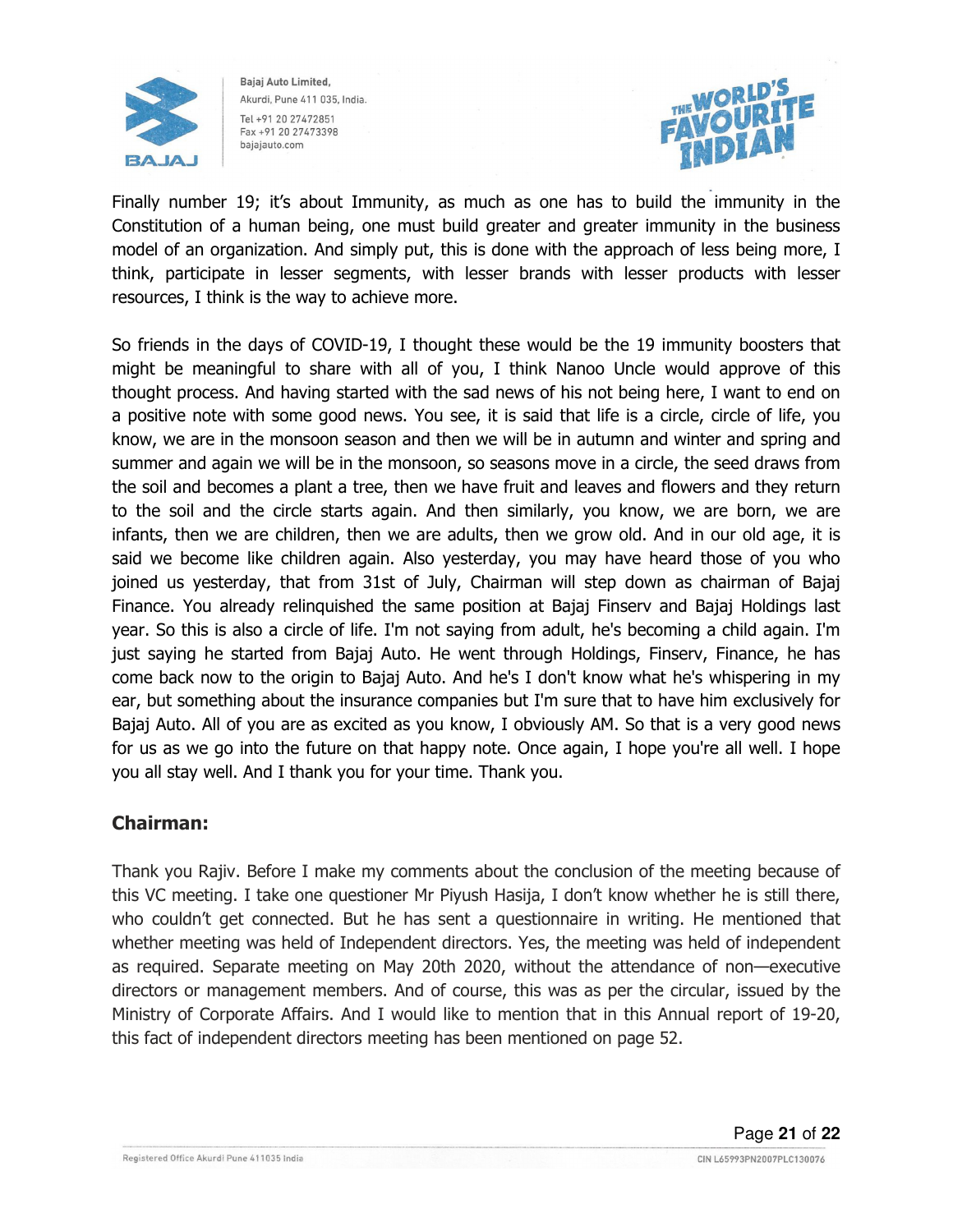Finally number 19; it's about Immunity, as much as one has to build the immunity in the Constitution of a human being, one must build greater and greater immunity in the business model of an organization. And simply put, this is done with the approach of less being more, I think, participate in lesser segments, with lesser brands with lesser products with lesser resources, I think is the way to achieve more.

So friends in the days of COVID-19, I thought these would be the 19 immunity boosters that might be meaningful to share with all of you, I think Nanoo Uncle would approve of this thought process. And having started with the sad news of his not being here, I want to end on a positive note with some good news. You see, it is said that life is a circle, circle of life, you know, we are in the monsoon season and then we will be in autumn and winter and spring and summer and again we will be in the monsoon, so seasons move in a circle, the seed draws from the soil and becomes a plant a tree, then we have fruit and leaves and flowers and they return to the soil and the circle starts again. And then similarly, you know, we are born, we are infants, then we are children, then we are adults, then we grow old. And in our old age, it is said we become like children again. Also yesterday, you may have heard those of you who joined us yesterday, that from 31st of July, Chairman will step down as chairman of Bajaj Finance. You already relinquished the same position at Bajaj Finserv and Bajaj Holdings last year. So this is also a circle of life. I'm not saying from adult, he's becoming a child again. I'm just saying he started from Bajaj Auto. He went through Holdings, Finserv, Finance, he has come back now to the origin to Bajaj Auto. And he's I don't know what he's whispering in my ear, but something about the insurance companies but I'm sure that to have him exclusively for Bajaj Auto. All of you are as excited as you know, I obviously AM. So that is a very good news for us as we go into the future on that happy note. Once again, I hope you're all well. I hope you all stay well. And I thank you for your time. Thank you.

**Chairman:**

Thank you Rajiv. Before I make my comments about the conclusion of the meeting because of this VC meeting. I take one questioner Mr Piyush Hasija, I don't know whether he is still there, who couldn't get connected. But he has sent a questionnaire in writing. He mentioned that whether meeting was held of Independent directors. Yes, the meeting was held of independent as required. Separate meeting on May 20th 2020, without the attendance of non—executive directors or management members. And of course, this was as per the circular, issued by the Ministry of Corporate Affairs. And I would like to mention that in this Annual report of 19-20, this fact of independent directors meeting has been mentioned on page 52.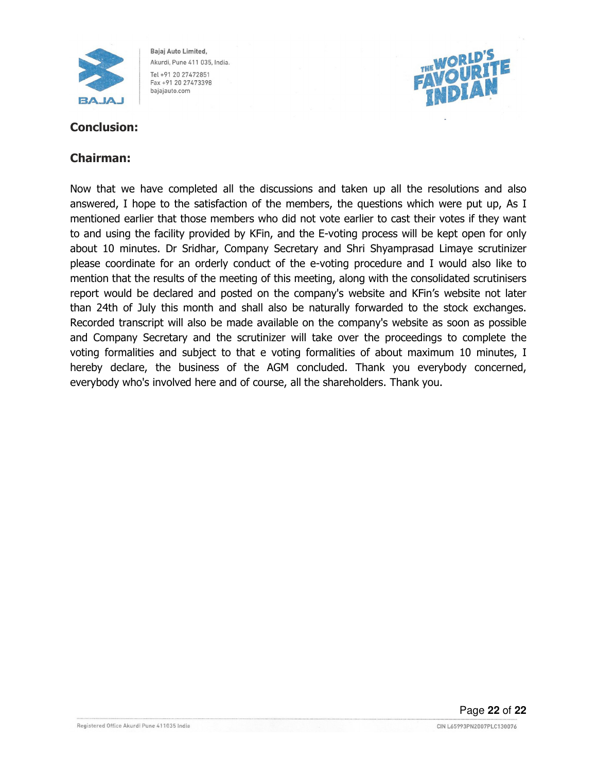## Conclusion:

## Chairman:

Now that we have completed all the discussions and taken up all the resolutions and also answered, I hope to the satisfaction of the members, the questions which were put up, As I mentioned earlier that those members who did not vote earlier to cast their votes if they want to and using the facility provided by KFin, and the E-voting process will be kept open for only about 10 minutes. Dr Sridhar, Company Secretary and Shri Shyamprasad Limaye scrutinizer please coordinate for an orderly conduct of the e-voting procedure and I would also like to mention that the results of the meeting of this meeting, along with the consolidated scrutinisers report would be declared and posted on the company's website and KFin's website not later than 24th of July this month and shall also be naturally forwarded to the stock exchanges. Recorded transcript will also be made available on the company's website as soon as possible and Company Secretary and the scrutinizer will take over the proceedings to complete the voting formalities and subject to that e voting formalities of about maximum 10 minutes, I hereby declare, the business of the AGM concluded. Thank you everybody concerned, everybody who's involved here and of course, all the shareholders. Thank you.